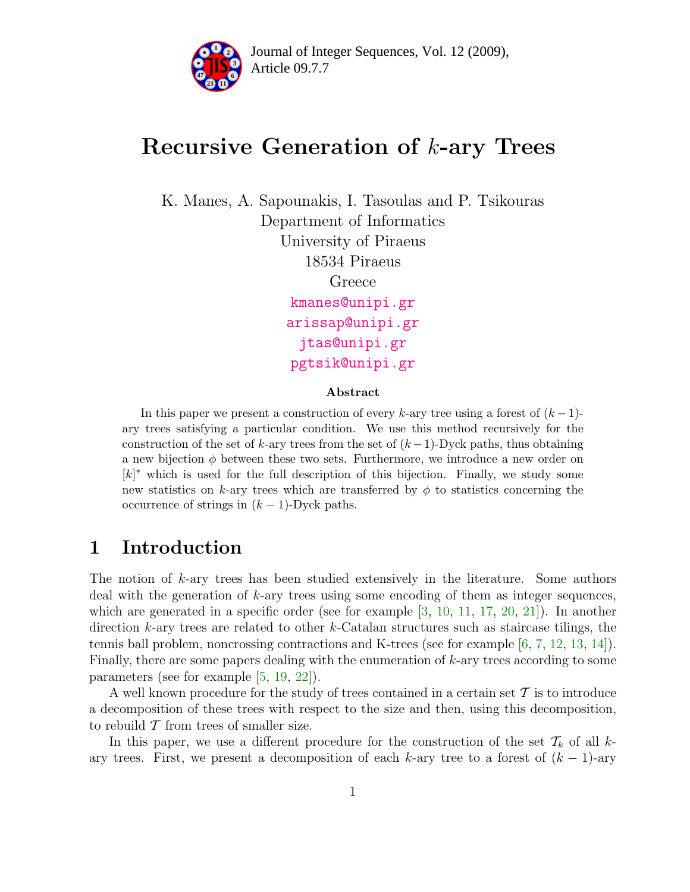# Recursive Generation of $k$-ary Trees

K. Manes, A. Sapounakis, I. Tasoulas and P. Tsikouras
Department of Informatics
University of Piraeus
18534 Piraeus
Greece
kmanes@unipi.gr
arissap@unipi.gr
jtas@unipi.gr
pgtsik@unipi.gr

### Abstract

In this paper we present a construction of every $k$-ary tree using a forest of $(k-1)$-ary trees satisfying a particular condition. We use this method recursively for the construction of the set of $k$-ary trees from the set of $(k-1)$-Dyck paths, thus obtaining a new bijection $\phi$ between these two sets. Furthermore, we introduce a new order on $[k]^*$ which is used for the full description of this bijection. Finally, we study some new statistics on $k$-ary trees which are transferred by $\phi$ to statistics concerning the occurrence of strings in $(k-1)$-Dyck paths.

## 1 Introduction

The notion of $k$-ary trees has been studied extensively in the literature. Some authors deal with the generation of $k$-ary trees using some encoding of them as integer sequences, which are generated in a specific order (see for example [3, 10, 11, 17, 20, 21]). In another direction $k$-ary trees are related to other $k$-Catalan structures such as staircase tilings, the tennis ball problem, noncrossing contractions and K-trees (see for example [6, 7, 12, 13, 14]). Finally, there are some papers dealing with the enumeration of $k$-ary trees according to some parameters (see for example [5, 19, 22]).

A well known procedure for the study of trees contained in a certain set $\mathcal{T}$ is to introduce a decomposition of these trees with respect to the size and then, using this decomposition, to rebuild $\mathcal{T}$ from trees of smaller size.

In this paper, we use a different procedure for the construction of the set $\mathcal{T}_k$ of all $k$-ary trees. First, we present a decomposition of each $k$-ary tree to a forest of $(k-1)$-ary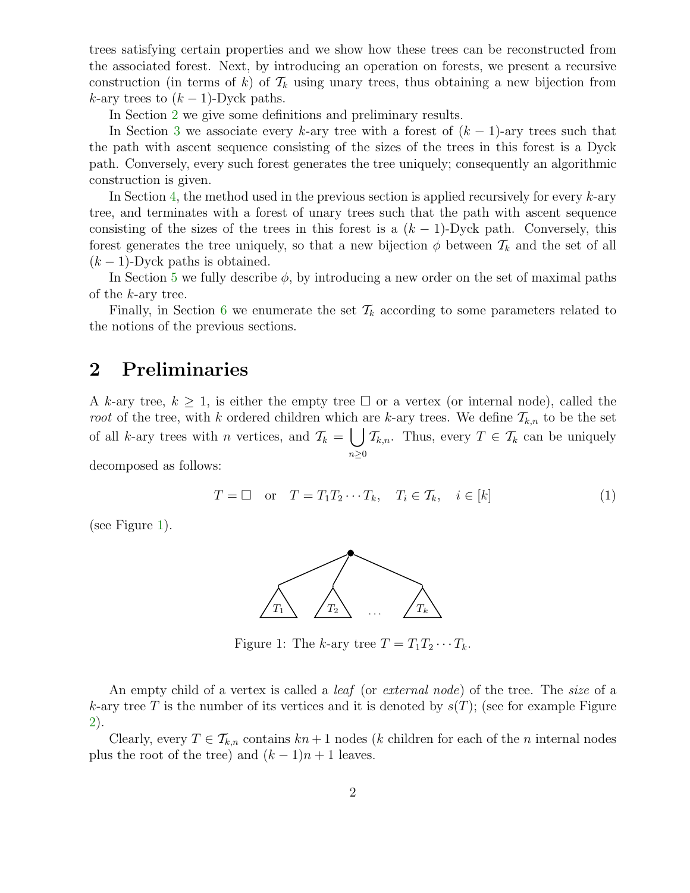trees satisfying certain properties and we show how these trees can be reconstructed from the associated forest. Next, by introducing an operation on forests, we present a recursive construction (in terms of $k$) of $\mathcal{T}_k$ using unary trees, thus obtaining a new bijection from $k$-ary trees to $(k-1)$-Dyck paths.

In Section 2 we give some definitions and preliminary results.

In Section 3 we associate every $k$-ary tree with a forest of $(k-1)$-ary trees such that the path with ascent sequence consisting of the sizes of the trees in this forest is a Dyck path. Conversely, every such forest generates the tree uniquely; consequently an algorithmic construction is given.

In Section 4, the method used in the previous section is applied recursively for every $k$-ary tree, and terminates with a forest of unary trees such that the path with ascent sequence consisting of the sizes of the trees in this forest is a $(k-1)$-Dyck path. Conversely, this forest generates the tree uniquely, so that a new bijection $\phi$ between $\mathcal{T}_k$ and the set of all $(k-1)$-Dyck paths is obtained.

In Section 5 we fully describe $\phi$, by introducing a new order on the set of maximal paths of the $k$-ary tree.

Finally, in Section 6 we enumerate the set $\mathcal{T}_k$ according to some parameters related to the notions of the previous sections.

## 2 Preliminaries

A $k$-ary tree, $k \geq 1$, is either the empty tree $\square$ or a vertex (or internal node), called the *root* of the tree, with $k$ ordered children which are $k$-ary trees. We define $\mathcal{T}_{k,n}$ to be the set of all $k$-ary trees with $n$ vertices, and $\mathcal{T}_k = \bigcup_{n \geq 0} \mathcal{T}_{k,n}$. Thus, every $T \in \mathcal{T}_k$ can be uniquely decomposed as follows:

$$T = \square \quad \text{or} \quad T = T_1 T_2 \cdots T_k, \quad T_i \in \mathcal{T}_k, \quad i \in [k] \tag{1}$$

(see Figure 1).

Figure 1: The $k$-ary tree $T = T_1 T_2 \cdots T_k$.

An empty child of a vertex is called a *leaf* (or *external node*) of the tree. The *size* of a $k$-ary tree $T$ is the number of its vertices and it is denoted by $s(T)$; (see for example Figure 2).

Clearly, every $T \in \mathcal{T}_{k,n}$ contains $kn+1$ nodes ($k$ children for each of the $n$ internal nodes plus the root of the tree) and $(k-1)n+1$ leaves.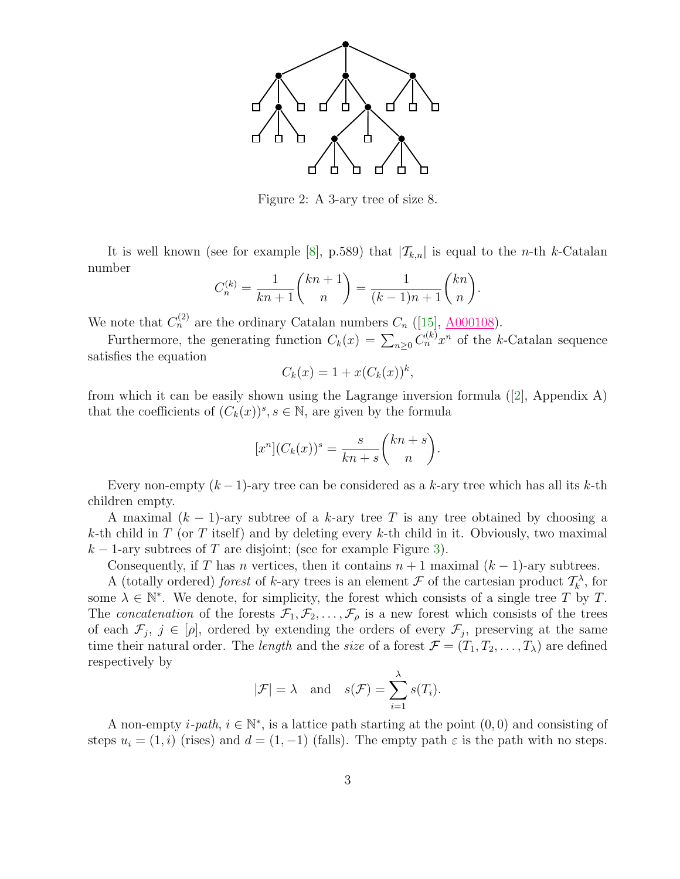Figure 2: A 3-ary tree of size 8.

It is well known (see for example [8], p.589) that $|\mathcal{T}_{k,n}|$ is equal to the $n$-th $k$-Catalan number

$$C_n^{(k)} = \frac{1}{kn+1}\binom{kn+1}{n} = \frac{1}{(k-1)n+1}\binom{kn}{n}.$$

We note that $C_n^{(2)}$ are the ordinary Catalan numbers $C_n$ ([15], A000108).

Furthermore, the generating function $C_k(x) = \sum_{n\geq 0} C_n^{(k)} x^n$ of the $k$-Catalan sequence satisfies the equation

$$C_k(x) = 1 + x(C_k(x))^k,$$

from which it can be easily shown using the Lagrange inversion formula ([2], Appendix A) that the coefficients of $(C_k(x))^s$, $s \in \mathbb{N}$, are given by the formula

$$[x^n](C_k(x))^s = \frac{s}{kn+s}\binom{kn+s}{n}.$$

Every non-empty $(k-1)$-ary tree can be considered as a $k$-ary tree which has all its $k$-th children empty.

A maximal $(k-1)$-ary subtree of a $k$-ary tree $T$ is any tree obtained by choosing a $k$-th child in $T$ (or $T$ itself) and by deleting every $k$-th child in it. Obviously, two maximal $k-1$-ary subtrees of $T$ are disjoint; (see for example Figure 3).

Consequently, if $T$ has $n$ vertices, then it contains $n+1$ maximal $(k-1)$-ary subtrees.

A (totally ordered) *forest* of $k$-ary trees is an element $\mathcal{F}$ of the cartesian product $\mathcal{T}_k^\lambda$, for some $\lambda \in \mathbb{N}^*$. We denote, for simplicity, the forest which consists of a single tree $T$ by $T$. The *concatenation* of the forests $\mathcal{F}_1, \mathcal{F}_2, \ldots, \mathcal{F}_\rho$ is a new forest which consists of the trees of each $\mathcal{F}_j$, $j \in [\rho]$, ordered by extending the orders of every $\mathcal{F}_j$, preserving at the same time their natural order. The *length* and the *size* of a forest $\mathcal{F} = (T_1, T_2, \ldots, T_\lambda)$ are defined respectively by

$$|\mathcal{F}| = \lambda \quad \text{and} \quad s(\mathcal{F}) = \sum_{i=1}^{\lambda} s(T_i).$$

A non-empty *i-path*, $i \in \mathbb{N}^*$, is a lattice path starting at the point $(0,0)$ and consisting of steps $u_i = (1,i)$ (rises) and $d = (1,-1)$ (falls). The empty path $\varepsilon$ is the path with no steps.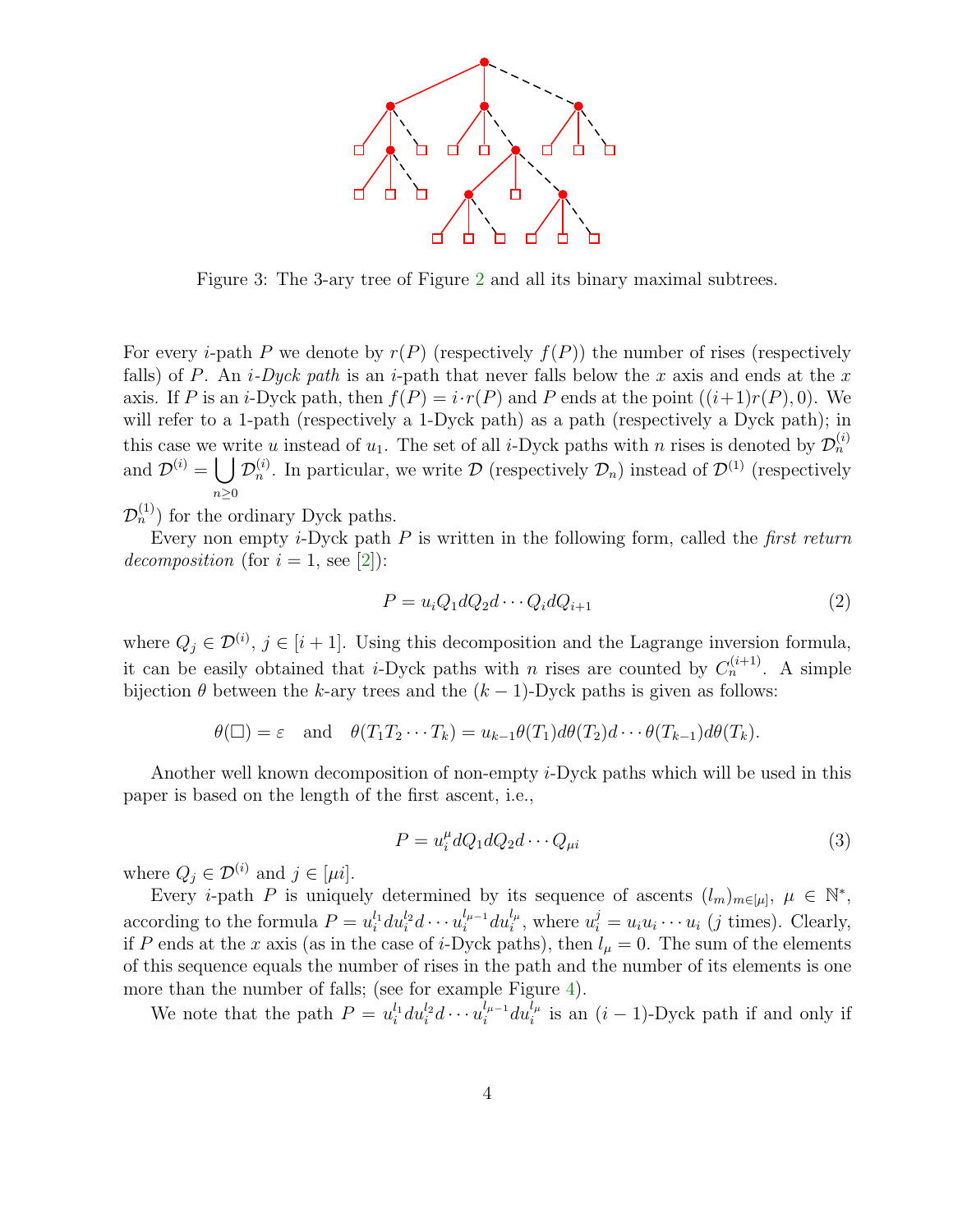Figure 3: The 3-ary tree of Figure 2 and all its binary maximal subtrees.

For every $i$-path $P$ we denote by $r(P)$ (respectively $f(P)$) the number of rises (respectively falls) of $P$. An *$i$-Dyck path* is an $i$-path that never falls below the $x$ axis and ends at the $x$ axis. If $P$ is an $i$-Dyck path, then $f(P) = i \cdot r(P)$ and $P$ ends at the point $((i+1)r(P), 0)$. We will refer to a 1-path (respectively a 1-Dyck path) as a path (respectively a Dyck path); in this case we write $u$ instead of $u_1$. The set of all $i$-Dyck paths with $n$ rises is denoted by $\mathcal{D}_n^{(i)}$ and $\mathcal{D}^{(i)} = \bigcup_{n \geq 0} \mathcal{D}_n^{(i)}$. In particular, we write $\mathcal{D}$ (respectively $\mathcal{D}_n$) instead of $\mathcal{D}^{(1)}$ (respectively $\mathcal{D}_n^{(1)}$) for the ordinary Dyck paths.

Every non empty $i$-Dyck path $P$ is written in the following form, called the *first return decomposition* (for $i = 1$, see [2]):

$$P = u_i Q_1 d Q_2 d \cdots Q_i d Q_{i+1} \tag{2}$$

where $Q_j \in \mathcal{D}^{(i)}$, $j \in [i+1]$. Using this decomposition and the Lagrange inversion formula, it can be easily obtained that $i$-Dyck paths with $n$ rises are counted by $C_n^{(i+1)}$. A simple bijection $\theta$ between the $k$-ary trees and the $(k-1)$-Dyck paths is given as follows:

$$\theta(\square) = \varepsilon \quad \text{and} \quad \theta(T_1 T_2 \cdots T_k) = u_{k-1}\theta(T_1) d \theta(T_2) d \cdots \theta(T_{k-1}) d \theta(T_k).$$

Another well known decomposition of non-empty $i$-Dyck paths which will be used in this paper is based on the length of the first ascent, i.e.,

$$P = u_i^{\mu} d Q_1 d Q_2 d \cdots Q_{\mu i} \tag{3}$$

where $Q_j \in \mathcal{D}^{(i)}$ and $j \in [\mu i]$.

Every $i$-path $P$ is uniquely determined by its sequence of ascents $(l_m)_{m \in [\mu]}$, $\mu \in \mathbb{N}^*$, according to the formula $P = u_i^{l_1} d u_i^{l_2} d \cdots u_i^{l_{\mu-1}} d u_i^{l_\mu}$, where $u_i^j = u_i u_i \cdots u_i$ ($j$ times). Clearly, if $P$ ends at the $x$ axis (as in the case of $i$-Dyck paths), then $l_\mu = 0$. The sum of the elements of this sequence equals the number of rises in the path and the number of its elements is one more than the number of falls; (see for example Figure 4).

We note that the path $P = u_i^{l_1} d u_i^{l_2} d \cdots u_i^{l_{\mu-1}} d u_i^{l_\mu}$ is an $(i-1)$-Dyck path if and only if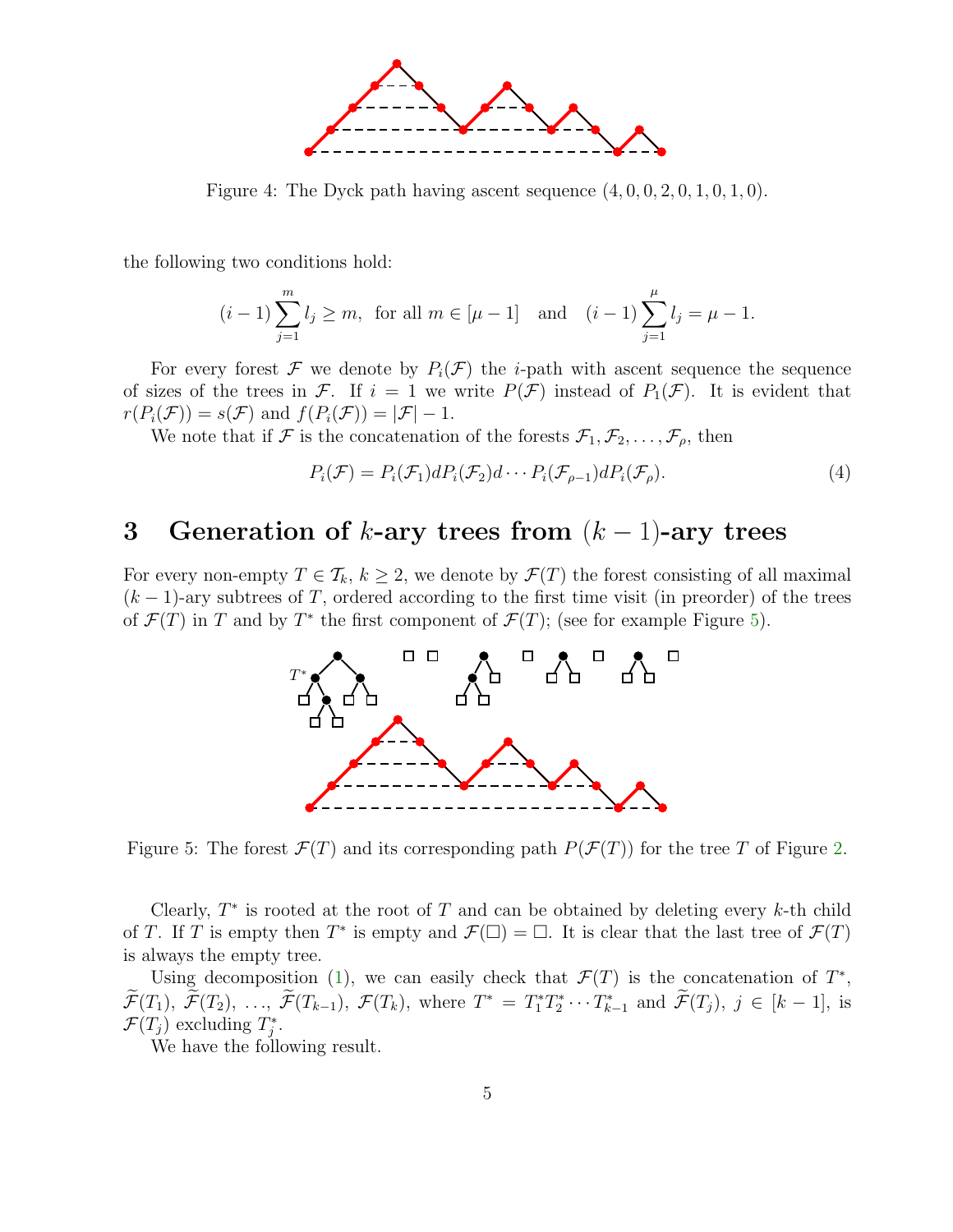Figure 4: The Dyck path having ascent sequence $(4, 0, 0, 2, 0, 1, 0, 1, 0)$.

the following two conditions hold:

$$(i-1)\sum_{j=1}^{m} l_j \geq m, \text{ for all } m \in [\mu - 1] \quad \text{and} \quad (i-1)\sum_{j=1}^{\mu} l_j = \mu - 1.$$

For every forest $\mathcal{F}$ we denote by $P_i(\mathcal{F})$ the $i$-path with ascent sequence the sequence of sizes of the trees in $\mathcal{F}$. If $i = 1$ we write $P(\mathcal{F})$ instead of $P_1(\mathcal{F})$. It is evident that $r(P_i(\mathcal{F})) = s(\mathcal{F})$ and $f(P_i(\mathcal{F})) = |\mathcal{F}| - 1$.

We note that if $\mathcal{F}$ is the concatenation of the forests $\mathcal{F}_1, \mathcal{F}_2, \ldots, \mathcal{F}_\rho$, then

$$P_i(\mathcal{F}) = P_i(\mathcal{F}_1)dP_i(\mathcal{F}_2)d\cdots P_i(\mathcal{F}_{\rho-1})dP_i(\mathcal{F}_\rho). \tag{4}$$

## 3 Generation of $k$-ary trees from $(k-1)$-ary trees

For every non-empty $T \in \mathcal{T}_k$, $k \geq 2$, we denote by $\mathcal{F}(T)$ the forest consisting of all maximal $(k-1)$-ary subtrees of $T$, ordered according to the first time visit (in preorder) of the trees of $\mathcal{F}(T)$ in $T$ and by $T^*$ the first component of $\mathcal{F}(T)$; (see for example Figure 5).

Figure 5: The forest $\mathcal{F}(T)$ and its corresponding path $P(\mathcal{F}(T))$ for the tree $T$ of Figure 2.

Clearly, $T^*$ is rooted at the root of $T$ and can be obtained by deleting every $k$-th child of $T$. If $T$ is empty then $T^*$ is empty and $\mathcal{F}(\square) = \square$. It is clear that the last tree of $\mathcal{F}(T)$ is always the empty tree.

Using decomposition (1), we can easily check that $\mathcal{F}(T)$ is the concatenation of $T^*$, $\widetilde{\mathcal{F}}(T_1)$, $\widetilde{\mathcal{F}}(T_2)$, $\ldots$, $\widetilde{\mathcal{F}}(T_{k-1})$, $\mathcal{F}(T_k)$, where $T^* = T_1^* T_2^* \cdots T_{k-1}^*$ and $\widetilde{\mathcal{F}}(T_j)$, $j \in [k-1]$, is $\mathcal{F}(T_j)$ excluding $T_j^*$.

We have the following result.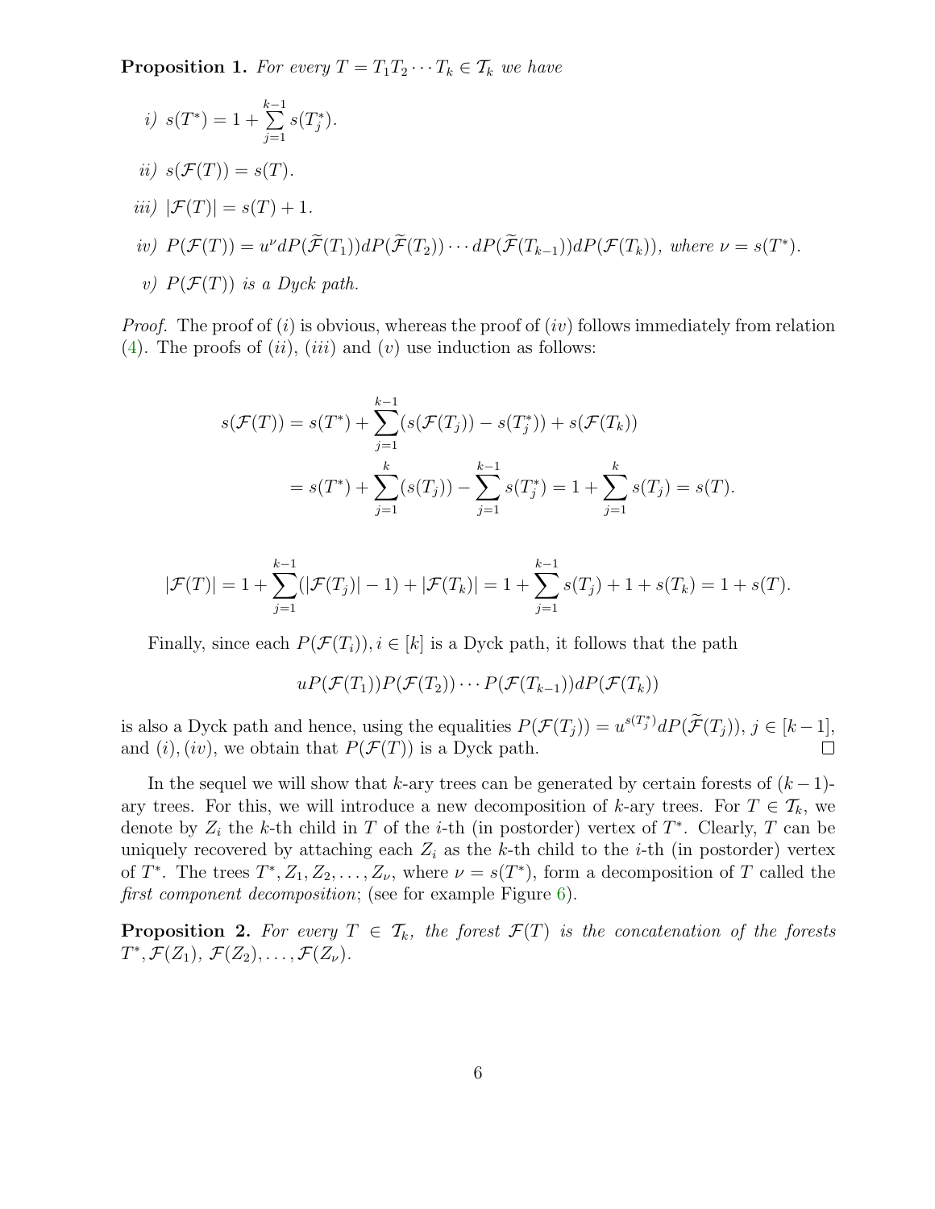**Proposition 1.** *For every $T = T_1T_2\cdots T_k \in \mathcal{T}_k$ we have*

*i)* $s(T^*) = 1 + \sum_{j=1}^{k-1} s(T_j^*)$.

*ii)* $s(\mathcal{F}(T)) = s(T)$.

*iii)* $|\mathcal{F}(T)| = s(T) + 1$.

*iv)* $P(\mathcal{F}(T)) = u^\nu dP(\widetilde{\mathcal{F}}(T_1))dP(\widetilde{\mathcal{F}}(T_2))\cdots dP(\widetilde{\mathcal{F}}(T_{k-1}))dP(\mathcal{F}(T_k))$*, where* $\nu = s(T^*)$.

*v)* $P(\mathcal{F}(T))$ *is a Dyck path.*

*Proof.* The proof of $(i)$ is obvious, whereas the proof of $(iv)$ follows immediately from relation (4). The proofs of $(ii)$, $(iii)$ and $(v)$ use induction as follows:

$$
\begin{aligned}
s(\mathcal{F}(T)) &= s(T^*) + \sum_{j=1}^{k-1}(s(\mathcal{F}(T_j)) - s(T_j^*)) + s(\mathcal{F}(T_k)) \\
&= s(T^*) + \sum_{j=1}^{k}(s(T_j)) - \sum_{j=1}^{k-1} s(T_j^*) = 1 + \sum_{j=1}^{k} s(T_j) = s(T).
\end{aligned}
$$

$$
|\mathcal{F}(T)| = 1 + \sum_{j=1}^{k-1}(|\mathcal{F}(T_j)| - 1) + |\mathcal{F}(T_k)| = 1 + \sum_{j=1}^{k-1} s(T_j) + 1 + s(T_k) = 1 + s(T).
$$

Finally, since each $P(\mathcal{F}(T_i)), i \in [k]$ is a Dyck path, it follows that the path

$$
uP(\mathcal{F}(T_1))P(\mathcal{F}(T_2))\cdots P(\mathcal{F}(T_{k-1}))dP(\mathcal{F}(T_k))
$$

is also a Dyck path and hence, using the equalities $P(\mathcal{F}(T_j)) = u^{s(T_j^*)}dP(\widetilde{\mathcal{F}}(T_j))$, $j \in [k-1]$, and $(i), (iv)$, we obtain that $P(\mathcal{F}(T))$ is a Dyck path. $\square$

In the sequel we will show that $k$-ary trees can be generated by certain forests of $(k-1)$-ary trees. For this, we will introduce a new decomposition of $k$-ary trees. For $T \in \mathcal{T}_k$, we denote by $Z_i$ the $k$-th child in $T$ of the $i$-th (in postorder) vertex of $T^*$. Clearly, $T$ can be uniquely recovered by attaching each $Z_i$ as the $k$-th child to the $i$-th (in postorder) vertex of $T^*$. The trees $T^*, Z_1, Z_2, \ldots, Z_\nu$, where $\nu = s(T^*)$, form a decomposition of $T$ called the *first component decomposition*; (see for example Figure 6).

**Proposition 2.** *For every $T \in \mathcal{T}_k$, the forest $\mathcal{F}(T)$ is the concatenation of the forests $T^*, \mathcal{F}(Z_1)$, $\mathcal{F}(Z_2), \ldots, \mathcal{F}(Z_\nu)$.*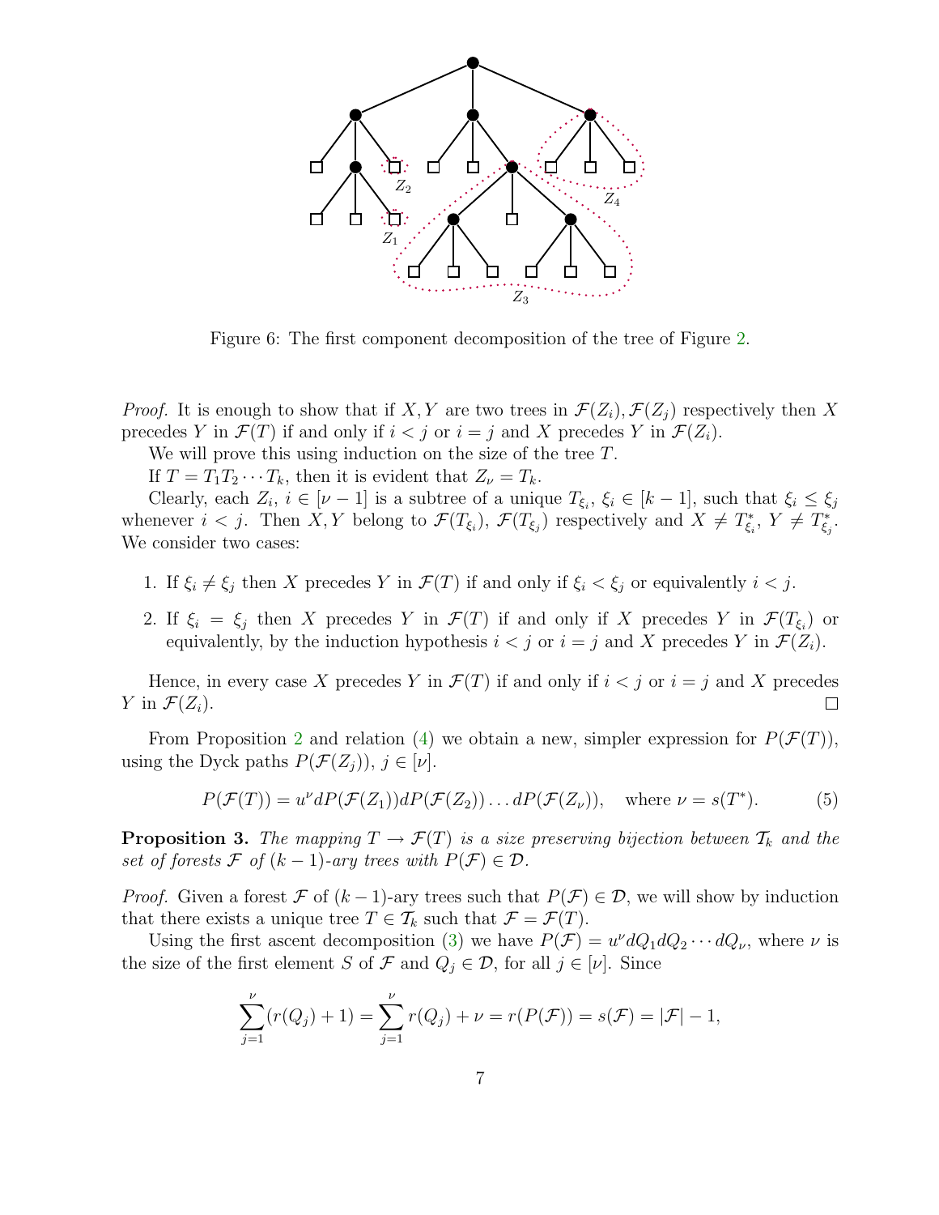Figure 6: The first component decomposition of the tree of Figure 2.

*Proof.* It is enough to show that if $X, Y$ are two trees in $\mathcal{F}(Z_i), \mathcal{F}(Z_j)$ respectively then $X$ precedes $Y$ in $\mathcal{F}(T)$ if and only if $i < j$ or $i = j$ and $X$ precedes $Y$ in $\mathcal{F}(Z_i)$.

We will prove this using induction on the size of the tree $T$.

If $T = T_1 T_2 \cdots T_k$, then it is evident that $Z_\nu = T_k$.

Clearly, each $Z_i$, $i \in [\nu - 1]$ is a subtree of a unique $T_{\xi_i}$, $\xi_i \in [k-1]$, such that $\xi_i \leq \xi_j$ whenever $i < j$. Then $X, Y$ belong to $\mathcal{F}(T_{\xi_i})$, $\mathcal{F}(T_{\xi_j})$ respectively and $X \neq T^*_{\xi_i}$, $Y \neq T^*_{\xi_j}$. We consider two cases:

1. If $\xi_i \neq \xi_j$ then $X$ precedes $Y$ in $\mathcal{F}(T)$ if and only if $\xi_i < \xi_j$ or equivalently $i < j$.
2. If $\xi_i = \xi_j$ then $X$ precedes $Y$ in $\mathcal{F}(T)$ if and only if $X$ precedes $Y$ in $\mathcal{F}(T_{\xi_i})$ or equivalently, by the induction hypothesis $i < j$ or $i = j$ and $X$ precedes $Y$ in $\mathcal{F}(Z_i)$.

Hence, in every case $X$ precedes $Y$ in $\mathcal{F}(T)$ if and only if $i < j$ or $i = j$ and $X$ precedes $Y$ in $\mathcal{F}(Z_i)$. □

From Proposition 2 and relation (4) we obtain a new, simpler expression for $P(\mathcal{F}(T))$, using the Dyck paths $P(\mathcal{F}(Z_j))$, $j \in [\nu]$.

$$P(\mathcal{F}(T)) = u^\nu dP(\mathcal{F}(Z_1))dP(\mathcal{F}(Z_2)) \ldots dP(\mathcal{F}(Z_\nu)), \quad \text{where } \nu = s(T^*). \tag{5}$$

**Proposition 3.** *The mapping $T \to \mathcal{F}(T)$ is a size preserving bijection between $\mathcal{T}_k$ and the set of forests $\mathcal{F}$ of $(k-1)$-ary trees with $P(\mathcal{F}) \in \mathcal{D}$.*

*Proof.* Given a forest $\mathcal{F}$ of $(k-1)$-ary trees such that $P(\mathcal{F}) \in \mathcal{D}$, we will show by induction that there exists a unique tree $T \in \mathcal{T}_k$ such that $\mathcal{F} = \mathcal{F}(T)$.

Using the first ascent decomposition (3) we have $P(\mathcal{F}) = u^\nu dQ_1 dQ_2 \cdots dQ_\nu$, where $\nu$ is the size of the first element $S$ of $\mathcal{F}$ and $Q_j \in \mathcal{D}$, for all $j \in [\nu]$. Since

$$\sum_{j=1}^{\nu}(r(Q_j) + 1) = \sum_{j=1}^{\nu} r(Q_j) + \nu = r(P(\mathcal{F})) = s(\mathcal{F}) = |\mathcal{F}| - 1,$$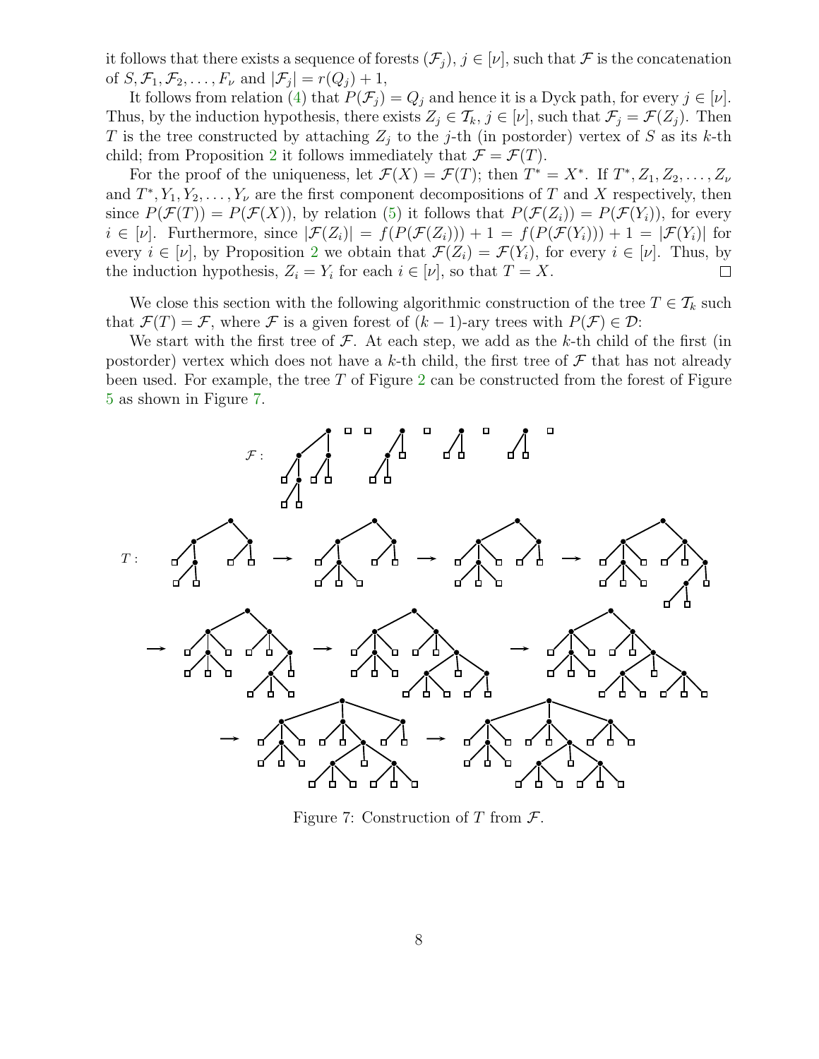it follows that there exists a sequence of forests $(\mathcal{F}_j)$, $j \in [\nu]$, such that $\mathcal{F}$ is the concatenation of $S, \mathcal{F}_1, \mathcal{F}_2, \ldots, F_\nu$ and $|\mathcal{F}_j| = r(Q_j) + 1$,

It follows from relation (4) that $P(\mathcal{F}_j) = Q_j$ and hence it is a Dyck path, for every $j \in [\nu]$. Thus, by the induction hypothesis, there exists $Z_j \in \mathcal{T}_k$, $j \in [\nu]$, such that $\mathcal{F}_j = \mathcal{F}(Z_j)$. Then $T$ is the tree constructed by attaching $Z_j$ to the $j$-th (in postorder) vertex of $S$ as its $k$-th child; from Proposition 2 it follows immediately that $\mathcal{F} = \mathcal{F}(T)$.

For the proof of the uniqueness, let $\mathcal{F}(X) = \mathcal{F}(T)$; then $T^* = X^*$. If $T^*, Z_1, Z_2, \ldots, Z_\nu$ and $T^*, Y_1, Y_2, \ldots, Y_\nu$ are the first component decompositions of $T$ and $X$ respectively, then since $P(\mathcal{F}(T)) = P(\mathcal{F}(X))$, by relation (5) it follows that $P(\mathcal{F}(Z_i)) = P(\mathcal{F}(Y_i))$, for every $i \in [\nu]$. Furthermore, since $|\mathcal{F}(Z_i)| = f(P(\mathcal{F}(Z_i))) + 1 = f(P(\mathcal{F}(Y_i))) + 1 = |\mathcal{F}(Y_i)|$ for every $i \in [\nu]$, by Proposition 2 we obtain that $\mathcal{F}(Z_i) = \mathcal{F}(Y_i)$, for every $i \in [\nu]$. Thus, by the induction hypothesis, $Z_i = Y_i$ for each $i \in [\nu]$, so that $T = X$. □

We close this section with the following algorithmic construction of the tree $T \in \mathcal{T}_k$ such that $\mathcal{F}(T) = \mathcal{F}$, where $\mathcal{F}$ is a given forest of $(k-1)$-ary trees with $P(\mathcal{F}) \in \mathcal{D}$:

We start with the first tree of $\mathcal{F}$. At each step, we add as the $k$-th child of the first (in postorder) vertex which does not have a $k$-th child, the first tree of $\mathcal{F}$ that has not already been used. For example, the tree $T$ of Figure 2 can be constructed from the forest of Figure 5 as shown in Figure 7.

Figure 7: Construction of $T$ from $\mathcal{F}$.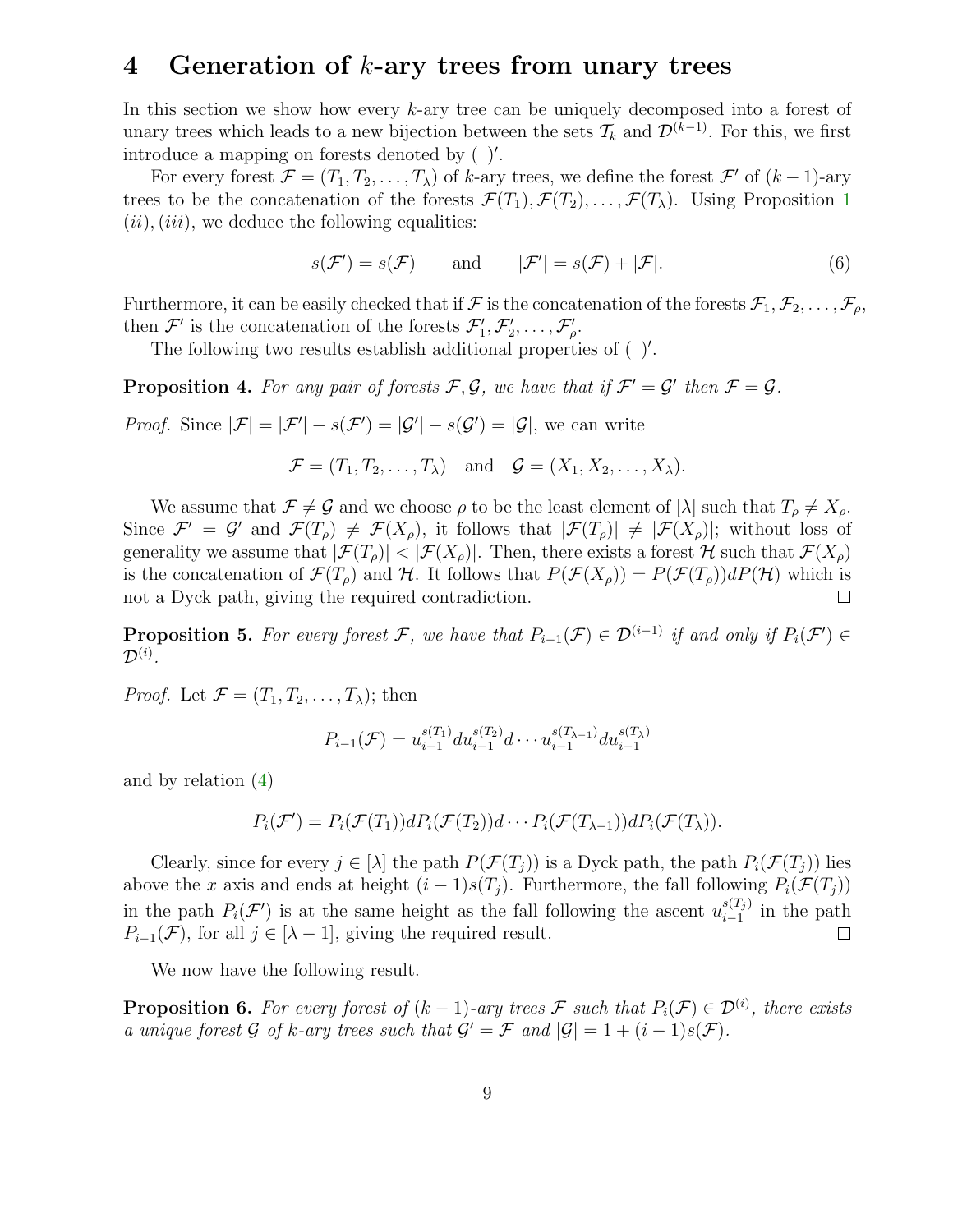# 4 Generation of $k$-ary trees from unary trees

In this section we show how every $k$-ary tree can be uniquely decomposed into a forest of unary trees which leads to a new bijection between the sets $\mathcal{T}_k$ and $\mathcal{D}^{(k-1)}$. For this, we first introduce a mapping on forests denoted by $(\ )'$.

For every forest $\mathcal{F} = (T_1, T_2, \ldots, T_\lambda)$ of $k$-ary trees, we define the forest $\mathcal{F}'$ of $(k-1)$-ary trees to be the concatenation of the forests $\mathcal{F}(T_1), \mathcal{F}(T_2), \ldots, \mathcal{F}(T_\lambda)$. Using Proposition 1 $(ii), (iii)$, we deduce the following equalities:

$$s(\mathcal{F}') = s(\mathcal{F}) \qquad \text{and} \qquad |\mathcal{F}'| = s(\mathcal{F}) + |\mathcal{F}|. \tag{6}$$

Furthermore, it can be easily checked that if $\mathcal{F}$ is the concatenation of the forests $\mathcal{F}_1, \mathcal{F}_2, \ldots, \mathcal{F}_\rho$, then $\mathcal{F}'$ is the concatenation of the forests $\mathcal{F}_1', \mathcal{F}_2', \ldots, \mathcal{F}_\rho'$.

The following two results establish additional properties of $(\ )'$.

**Proposition 4.** *For any pair of forests $\mathcal{F}, \mathcal{G}$, we have that if $\mathcal{F}' = \mathcal{G}'$ then $\mathcal{F} = \mathcal{G}$.*

*Proof.* Since $|\mathcal{F}| = |\mathcal{F}'| - s(\mathcal{F}') = |\mathcal{G}'| - s(\mathcal{G}') = |\mathcal{G}|$, we can write

$$\mathcal{F} = (T_1, T_2, \ldots, T_\lambda) \quad \text{and} \quad \mathcal{G} = (X_1, X_2, \ldots, X_\lambda).$$

We assume that $\mathcal{F} \neq \mathcal{G}$ and we choose $\rho$ to be the least element of $[\lambda]$ such that $T_\rho \neq X_\rho$. Since $\mathcal{F}' = \mathcal{G}'$ and $\mathcal{F}(T_\rho) \neq \mathcal{F}(X_\rho)$, it follows that $|\mathcal{F}(T_\rho)| \neq |\mathcal{F}(X_\rho)|$; without loss of generality we assume that $|\mathcal{F}(T_\rho)| < |\mathcal{F}(X_\rho)|$. Then, there exists a forest $\mathcal{H}$ such that $\mathcal{F}(X_\rho)$ is the concatenation of $\mathcal{F}(T_\rho)$ and $\mathcal{H}$. It follows that $P(\mathcal{F}(X_\rho)) = P(\mathcal{F}(T_\rho))dP(\mathcal{H})$ which is not a Dyck path, giving the required contradiction. $\square$

**Proposition 5.** *For every forest $\mathcal{F}$, we have that $P_{i-1}(\mathcal{F}) \in \mathcal{D}^{(i-1)}$ if and only if $P_i(\mathcal{F}') \in \mathcal{D}^{(i)}$.*

*Proof.* Let $\mathcal{F} = (T_1, T_2, \ldots, T_\lambda)$; then

$$P_{i-1}(\mathcal{F}) = u_{i-1}^{s(T_1)} d u_{i-1}^{s(T_2)} d \cdots u_{i-1}^{s(T_{\lambda-1})} d u_{i-1}^{s(T_\lambda)}$$

and by relation (4)

$$P_i(\mathcal{F}') = P_i(\mathcal{F}(T_1)) d P_i(\mathcal{F}(T_2)) d \cdots P_i(\mathcal{F}(T_{\lambda-1})) d P_i(\mathcal{F}(T_\lambda)).$$

Clearly, since for every $j \in [\lambda]$ the path $P(\mathcal{F}(T_j))$ is a Dyck path, the path $P_i(\mathcal{F}(T_j))$ lies above the $x$ axis and ends at height $(i-1)s(T_j)$. Furthermore, the fall following $P_i(\mathcal{F}(T_j))$ in the path $P_i(\mathcal{F}')$ is at the same height as the fall following the ascent $u_{i-1}^{s(T_j)}$ in the path $P_{i-1}(\mathcal{F})$, for all $j \in [\lambda - 1]$, giving the required result. $\square$

We now have the following result.

**Proposition 6.** *For every forest of $(k-1)$-ary trees $\mathcal{F}$ such that $P_i(\mathcal{F}) \in \mathcal{D}^{(i)}$, there exists a unique forest $\mathcal{G}$ of $k$-ary trees such that $\mathcal{G}' = \mathcal{F}$ and $|\mathcal{G}| = 1 + (i-1)s(\mathcal{F})$.*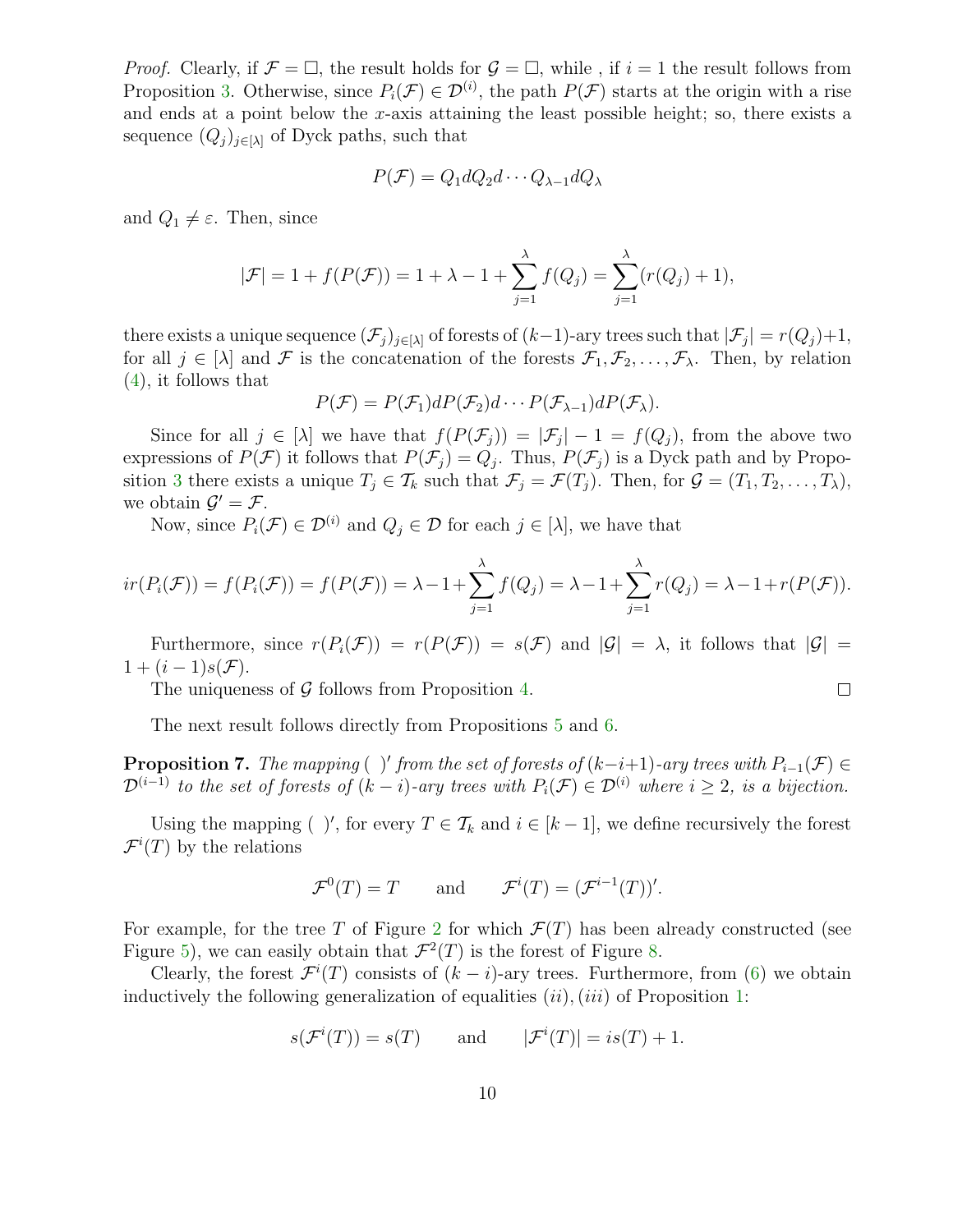*Proof.* Clearly, if $\mathcal{F} = \square$, the result holds for $\mathcal{G} = \square$, while , if $i = 1$ the result follows from Proposition 3. Otherwise, since $P_i(\mathcal{F}) \in \mathcal{D}^{(i)}$, the path $P(\mathcal{F})$ starts at the origin with a rise and ends at a point below the $x$-axis attaining the least possible height; so, there exists a sequence $(Q_j)_{j\in[\lambda]}$ of Dyck paths, such that

$$P(\mathcal{F}) = Q_1 d Q_2 d \cdots Q_{\lambda-1} d Q_\lambda$$

and $Q_1 \neq \varepsilon$. Then, since

$$|\mathcal{F}| = 1 + f(P(\mathcal{F})) = 1 + \lambda - 1 + \sum_{j=1}^{\lambda} f(Q_j) = \sum_{j=1}^{\lambda}(r(Q_j) + 1),$$

there exists a unique sequence $(\mathcal{F}_j)_{j\in[\lambda]}$ of forests of $(k-1)$-ary trees such that $|\mathcal{F}_j| = r(Q_j)+1$, for all $j \in [\lambda]$ and $\mathcal{F}$ is the concatenation of the forests $\mathcal{F}_1, \mathcal{F}_2, \ldots, \mathcal{F}_\lambda$. Then, by relation (4), it follows that

$$P(\mathcal{F}) = P(\mathcal{F}_1) d P(\mathcal{F}_2) d \cdots P(\mathcal{F}_{\lambda-1}) d P(\mathcal{F}_\lambda).$$

Since for all $j \in [\lambda]$ we have that $f(P(\mathcal{F}_j)) = |\mathcal{F}_j| - 1 = f(Q_j)$, from the above two expressions of $P(\mathcal{F})$ it follows that $P(\mathcal{F}_j) = Q_j$. Thus, $P(\mathcal{F}_j)$ is a Dyck path and by Proposition 3 there exists a unique $T_j \in \mathcal{T}_k$ such that $\mathcal{F}_j = \mathcal{F}(T_j)$. Then, for $\mathcal{G} = (T_1, T_2, \ldots, T_\lambda)$, we obtain $\mathcal{G}' = \mathcal{F}$.

Now, since $P_i(\mathcal{F}) \in \mathcal{D}^{(i)}$ and $Q_j \in \mathcal{D}$ for each $j \in [\lambda]$, we have that

$$ir(P_i(\mathcal{F})) = f(P_i(\mathcal{F})) = f(P(\mathcal{F})) = \lambda - 1 + \sum_{j=1}^{\lambda} f(Q_j) = \lambda - 1 + \sum_{j=1}^{\lambda} r(Q_j) = \lambda - 1 + r(P(\mathcal{F})).$$

Furthermore, since $r(P_i(\mathcal{F})) = r(P(\mathcal{F})) = s(\mathcal{F})$ and $|\mathcal{G}| = \lambda$, it follows that $|\mathcal{G}| = 1 + (i-1)s(\mathcal{F})$.

The uniqueness of $\mathcal{G}$ follows from Proposition 4. $\square$

The next result follows directly from Propositions 5 and 6.

**Proposition 7.** *The mapping $(\ )'$ from the set of forests of $(k-i+1)$-ary trees with $P_{i-1}(\mathcal{F}) \in \mathcal{D}^{(i-1)}$ to the set of forests of $(k-i)$-ary trees with $P_i(\mathcal{F}) \in \mathcal{D}^{(i)}$ where $i \geq 2$, is a bijection.*

Using the mapping $(\ )'$, for every $T \in \mathcal{T}_k$ and $i \in [k-1]$, we define recursively the forest $\mathcal{F}^i(T)$ by the relations

$$\mathcal{F}^0(T) = T \qquad \text{and} \qquad \mathcal{F}^i(T) = (\mathcal{F}^{i-1}(T))'.$$

For example, for the tree $T$ of Figure 2 for which $\mathcal{F}(T)$ has been already constructed (see Figure 5), we can easily obtain that $\mathcal{F}^2(T)$ is the forest of Figure 8.

Clearly, the forest $\mathcal{F}^i(T)$ consists of $(k-i)$-ary trees. Furthermore, from (6) we obtain inductively the following generalization of equalities $(ii), (iii)$ of Proposition 1:

$$s(\mathcal{F}^i(T)) = s(T) \qquad \text{and} \qquad |\mathcal{F}^i(T)| = is(T) + 1.$$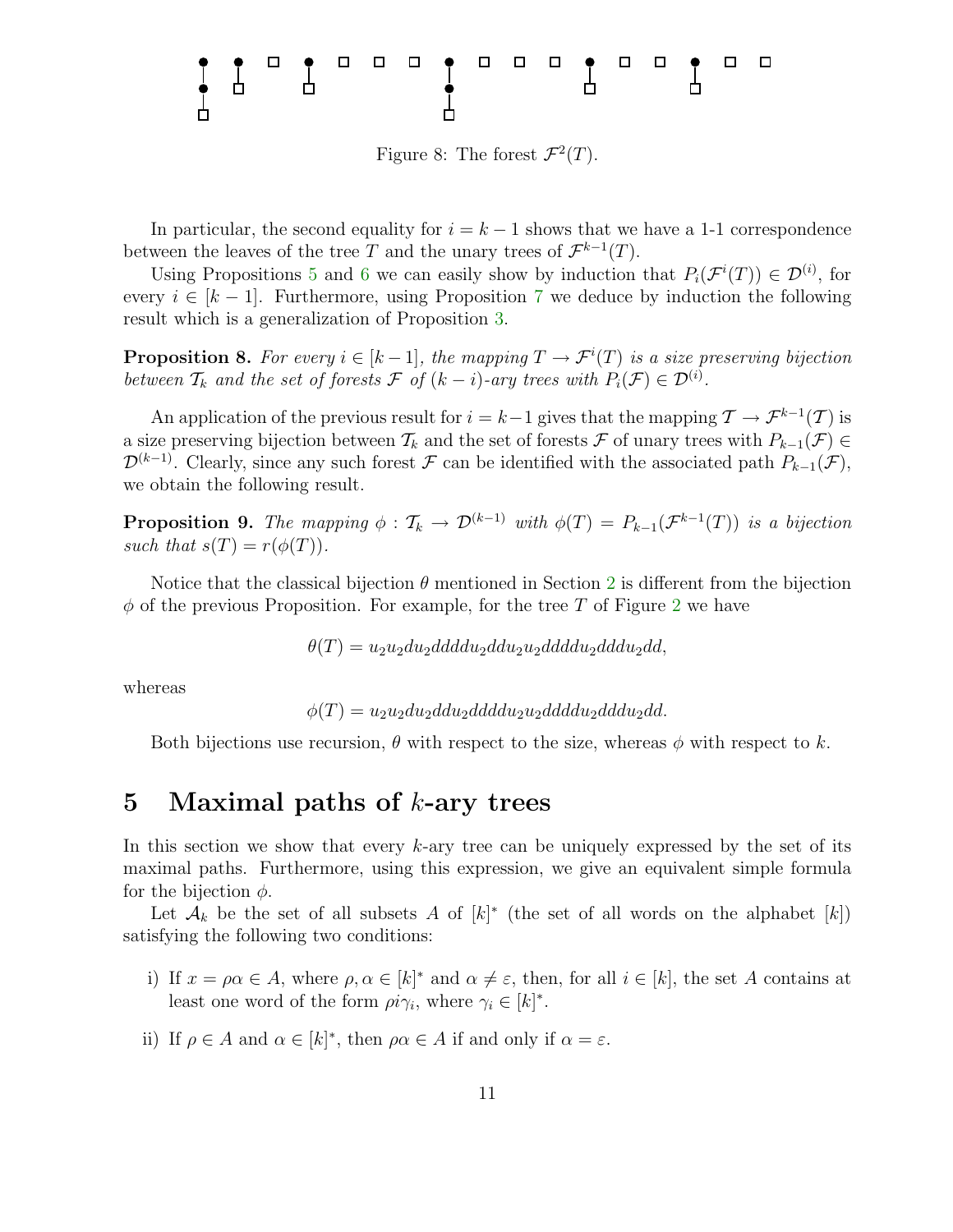Figure 8: The forest $\mathcal{F}^2(T)$.

In particular, the second equality for $i = k-1$ shows that we have a 1-1 correspondence between the leaves of the tree $T$ and the unary trees of $\mathcal{F}^{k-1}(T)$.

Using Propositions 5 and 6 we can easily show by induction that $P_i(\mathcal{F}^i(T)) \in \mathcal{D}^{(i)}$, for every $i \in [k-1]$. Furthermore, using Proposition 7 we deduce by induction the following result which is a generalization of Proposition 3.

**Proposition 8.** *For every $i \in [k-1]$, the mapping $T \to \mathcal{F}^i(T)$ is a size preserving bijection between $\mathcal{T}_k$ and the set of forests $\mathcal{F}$ of $(k-i)$-ary trees with $P_i(\mathcal{F}) \in \mathcal{D}^{(i)}$.*

An application of the previous result for $i = k-1$ gives that the mapping $\mathcal{T} \to \mathcal{F}^{k-1}(\mathcal{T})$ is a size preserving bijection between $\mathcal{T}_k$ and the set of forests $\mathcal{F}$ of unary trees with $P_{k-1}(\mathcal{F}) \in \mathcal{D}^{(k-1)}$. Clearly, since any such forest $\mathcal{F}$ can be identified with the associated path $P_{k-1}(\mathcal{F})$, we obtain the following result.

**Proposition 9.** *The mapping $\phi : \mathcal{T}_k \to \mathcal{D}^{(k-1)}$ with $\phi(T) = P_{k-1}(\mathcal{F}^{k-1}(T))$ is a bijection such that $s(T) = r(\phi(T))$.*

Notice that the classical bijection $\theta$ mentioned in Section 2 is different from the bijection $\phi$ of the previous Proposition. For example, for the tree $T$ of Figure 2 we have

$$\theta(T) = u_2u_2du_2ddddu_2ddu_2u_2ddddu_2dddu_2dd,$$

whereas

$$\phi(T) = u_2u_2du_2ddu_2ddddu_2u_2ddddu_2dddu_2dd.$$

Both bijections use recursion, $\theta$ with respect to the size, whereas $\phi$ with respect to $k$.

## 5 Maximal paths of $k$-ary trees

In this section we show that every $k$-ary tree can be uniquely expressed by the set of its maximal paths. Furthermore, using this expression, we give an equivalent simple formula for the bijection $\phi$.

Let $\mathcal{A}_k$ be the set of all subsets $A$ of $[k]^*$ (the set of all words on the alphabet $[k]$) satisfying the following two conditions:

i) If $x = \rho\alpha \in A$, where $\rho, \alpha \in [k]^*$ and $\alpha \neq \varepsilon$, then, for all $i \in [k]$, the set $A$ contains at least one word of the form $\rho i \gamma_i$, where $\gamma_i \in [k]^*$.

ii) If $\rho \in A$ and $\alpha \in [k]^*$, then $\rho\alpha \in A$ if and only if $\alpha = \varepsilon$.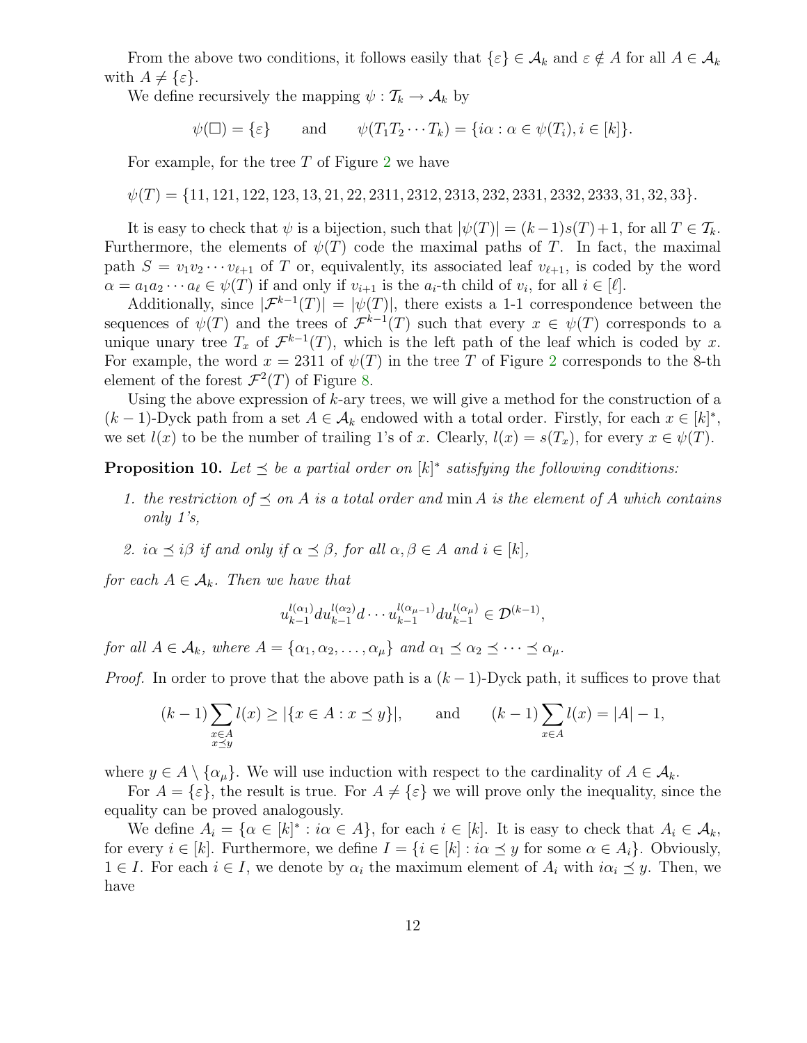From the above two conditions, it follows easily that $\{\varepsilon\} \in \mathcal{A}_k$ and $\varepsilon \notin A$ for all $A \in \mathcal{A}_k$ with $A \neq \{\varepsilon\}$.

We define recursively the mapping $\psi : \mathcal{T}_k \to \mathcal{A}_k$ by

$$\psi(\square) = \{\varepsilon\} \qquad \text{and} \qquad \psi(T_1 T_2 \cdots T_k) = \{i\alpha : \alpha \in \psi(T_i), i \in [k]\}.$$

For example, for the tree $T$ of Figure 2 we have

$$\psi(T) = \{11, 121, 122, 123, 13, 21, 22, 2311, 2312, 2313, 232, 2331, 2332, 2333, 31, 32, 33\}.$$

It is easy to check that $\psi$ is a bijection, such that $|\psi(T)| = (k-1)s(T)+1$, for all $T \in \mathcal{T}_k$. Furthermore, the elements of $\psi(T)$ code the maximal paths of $T$. In fact, the maximal path $S = v_1 v_2 \cdots v_{\ell+1}$ of $T$ or, equivalently, its associated leaf $v_{\ell+1}$, is coded by the word $\alpha = a_1 a_2 \cdots a_\ell \in \psi(T)$ if and only if $v_{i+1}$ is the $a_i$-th child of $v_i$, for all $i \in [\ell]$.

Additionally, since $|\mathcal{F}^{k-1}(T)| = |\psi(T)|$, there exists a 1-1 correspondence between the sequences of $\psi(T)$ and the trees of $\mathcal{F}^{k-1}(T)$ such that every $x \in \psi(T)$ corresponds to a unique unary tree $T_x$ of $\mathcal{F}^{k-1}(T)$, which is the left path of the leaf which is coded by $x$. For example, the word $x = 2311$ of $\psi(T)$ in the tree $T$ of Figure 2 corresponds to the 8-th element of the forest $\mathcal{F}^2(T)$ of Figure 8.

Using the above expression of $k$-ary trees, we will give a method for the construction of a $(k-1)$-Dyck path from a set $A \in \mathcal{A}_k$ endowed with a total order. Firstly, for each $x \in [k]^*$, we set $l(x)$ to be the number of trailing 1's of $x$. Clearly, $l(x) = s(T_x)$, for every $x \in \psi(T)$.

**Proposition 10.** *Let $\preceq$ be a partial order on $[k]^*$ satisfying the following conditions:*

1. *the restriction of $\preceq$ on $A$ is a total order and $\min A$ is the element of $A$ which contains only 1's,*
2. *$i\alpha \preceq i\beta$ if and only if $\alpha \preceq \beta$, for all $\alpha, \beta \in A$ and $i \in [k]$,*

*for each $A \in \mathcal{A}_k$. Then we have that*

$$u_{k-1}^{l(\alpha_1)} d u_{k-1}^{l(\alpha_2)} d \cdots u_{k-1}^{l(\alpha_{\mu-1})} d u_{k-1}^{l(\alpha_\mu)} \in \mathcal{D}^{(k-1)},$$

*for all $A \in \mathcal{A}_k$, where $A = \{\alpha_1, \alpha_2, \ldots, \alpha_\mu\}$ and $\alpha_1 \preceq \alpha_2 \preceq \cdots \preceq \alpha_\mu$.*

*Proof.* In order to prove that the above path is a $(k-1)$-Dyck path, it suffices to prove that

$$(k-1)\sum_{\substack{x \in A \\ x \preceq y}} l(x) \geq |\{x \in A : x \preceq y\}|, \qquad \text{and} \qquad (k-1)\sum_{x \in A} l(x) = |A| - 1,$$

where $y \in A \setminus \{\alpha_\mu\}$. We will use induction with respect to the cardinality of $A \in \mathcal{A}_k$.

For $A = \{\varepsilon\}$, the result is true. For $A \neq \{\varepsilon\}$ we will prove only the inequality, since the equality can be proved analogously.

We define $A_i = \{\alpha \in [k]^* : i\alpha \in A\}$, for each $i \in [k]$. It is easy to check that $A_i \in \mathcal{A}_k$, for every $i \in [k]$. Furthermore, we define $I = \{i \in [k] : i\alpha \preceq y \text{ for some } \alpha \in A_i\}$. Obviously, $1 \in I$. For each $i \in I$, we denote by $\alpha_i$ the maximum element of $A_i$ with $i\alpha_i \preceq y$. Then, we have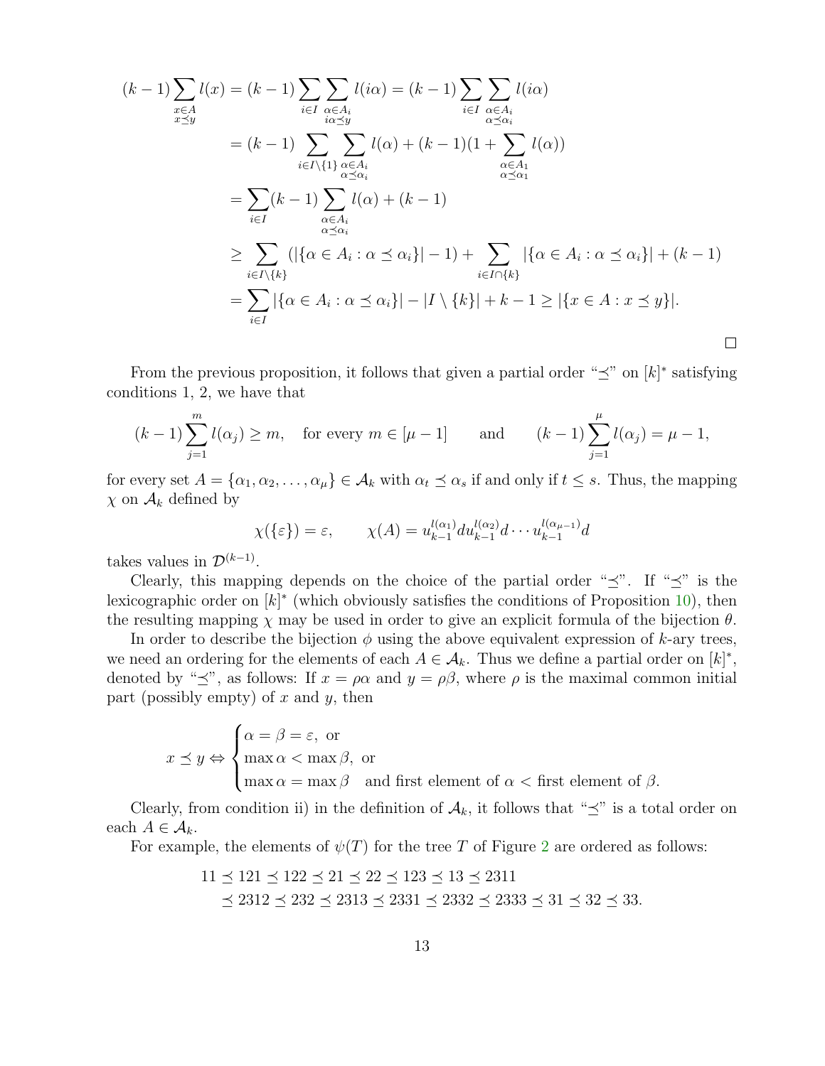$$
\begin{aligned}
(k-1)\sum_{\substack{x\in A\\ x\preceq y}} l(x) &= (k-1)\sum_{i\in I}\sum_{\substack{\alpha\in A_i\\ i\alpha\preceq y}} l(i\alpha) = (k-1)\sum_{i\in I}\sum_{\substack{\alpha\in A_i\\ \alpha\preceq\alpha_i}} l(i\alpha)\\
&= (k-1)\sum_{i\in I\setminus\{1\}}\sum_{\substack{\alpha\in A_i\\ \alpha\preceq\alpha_i}} l(\alpha) + (k-1)(1+\sum_{\substack{\alpha\in A_1\\ \alpha\preceq\alpha_1}} l(\alpha))\\
&= \sum_{i\in I}(k-1)\sum_{\substack{\alpha\in A_i\\ \alpha\preceq\alpha_i}} l(\alpha) + (k-1)\\
&\geq \sum_{i\in I\setminus\{k\}}(|\{\alpha\in A_i : \alpha\preceq\alpha_i\}|-1) + \sum_{i\in I\cap\{k\}}|\{\alpha\in A_i : \alpha\preceq\alpha_i\}| + (k-1)\\
&= \sum_{i\in I}|\{\alpha\in A_i : \alpha\preceq\alpha_i\}| - |I\setminus\{k\}| + k - 1 \geq |\{x\in A : x\preceq y\}|.
\end{aligned}
$$

□

From the previous proposition, it follows that given a partial order "$\preceq$" on $[k]^*$ satisfying conditions 1, 2, we have that

$$
(k-1)\sum_{j=1}^{m} l(\alpha_j) \geq m, \quad \text{for every } m\in[\mu-1] \qquad \text{and} \qquad (k-1)\sum_{j=1}^{\mu} l(\alpha_j) = \mu-1,
$$

for every set $A=\{\alpha_1,\alpha_2,\ldots,\alpha_\mu\}\in\mathcal{A}_k$ with $\alpha_t\preceq\alpha_s$ if and only if $t\leq s$. Thus, the mapping $\chi$ on $\mathcal{A}_k$ defined by

$$
\chi(\{\varepsilon\}) = \varepsilon, \qquad \chi(A) = u_{k-1}^{l(\alpha_1)} d u_{k-1}^{l(\alpha_2)} d \cdots u_{k-1}^{l(\alpha_{\mu-1})} d
$$

takes values in $\mathcal{D}^{(k-1)}$.

Clearly, this mapping depends on the choice of the partial order "$\preceq$". If "$\preceq$" is the lexicographic order on $[k]^*$ (which obviously satisfies the conditions of Proposition 10), then the resulting mapping $\chi$ may be used in order to give an explicit formula of the bijection $\theta$.

In order to describe the bijection $\phi$ using the above equivalent expression of $k$-ary trees, we need an ordering for the elements of each $A\in\mathcal{A}_k$. Thus we define a partial order on $[k]^*$, denoted by "$\preceq$", as follows: If $x=\rho\alpha$ and $y=\rho\beta$, where $\rho$ is the maximal common initial part (possibly empty) of $x$ and $y$, then

$$
x\preceq y \Leftrightarrow \begin{cases} \alpha=\beta=\varepsilon, \text{ or} \\ \max\alpha < \max\beta, \text{ or} \\ \max\alpha = \max\beta \quad \text{and first element of } \alpha < \text{first element of } \beta. \end{cases}
$$

Clearly, from condition ii) in the definition of $\mathcal{A}_k$, it follows that "$\preceq$" is a total order on each $A\in\mathcal{A}_k$.

For example, the elements of $\psi(T)$ for the tree $T$ of Figure 2 are ordered as follows:

$$
\begin{aligned}
&11\preceq 121\preceq 122\preceq 21\preceq 22\preceq 123\preceq 13\preceq 2311\\
&\quad\preceq 2312\preceq 232\preceq 2313\preceq 2331\preceq 2332\preceq 2333\preceq 31\preceq 32\preceq 33.
\end{aligned}
$$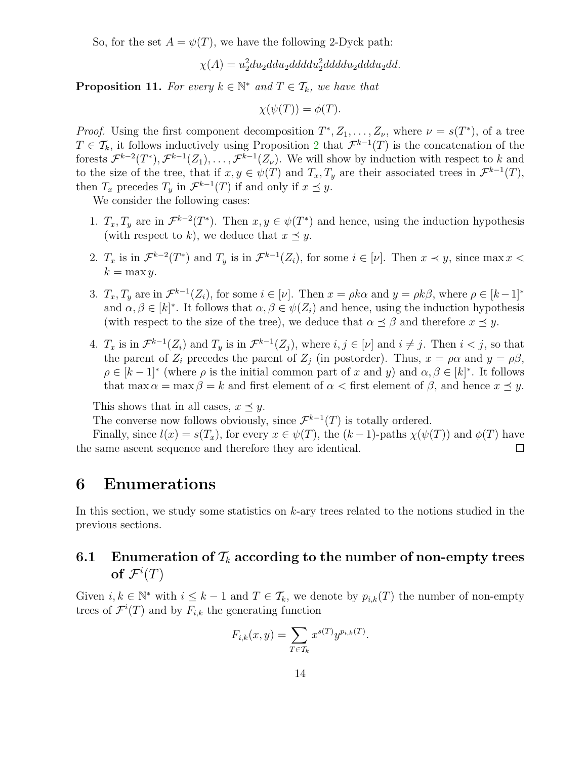So, for the set $A = \psi(T)$, we have the following 2-Dyck path:

$$\chi(A) = u_2^2 du_2 ddu_2 ddddu_2^2 ddddu_2 dddu_2 dd.$$

**Proposition 11.** *For every $k \in \mathbb{N}^*$ and $T \in \mathcal{T}_k$, we have that*

$$\chi(\psi(T)) = \phi(T).$$

*Proof.* Using the first component decomposition $T^*, Z_1, \ldots, Z_\nu$, where $\nu = s(T^*)$, of a tree $T \in \mathcal{T}_k$, it follows inductively using Proposition 2 that $\mathcal{F}^{k-1}(T)$ is the concatenation of the forests $\mathcal{F}^{k-2}(T^*), \mathcal{F}^{k-1}(Z_1), \ldots, \mathcal{F}^{k-1}(Z_\nu)$. We will show by induction with respect to $k$ and to the size of the tree, that if $x, y \in \psi(T)$ and $T_x, T_y$ are their associated trees in $\mathcal{F}^{k-1}(T)$, then $T_x$ precedes $T_y$ in $\mathcal{F}^{k-1}(T)$ if and only if $x \preceq y$.

We consider the following cases:

1. $T_x, T_y$ are in $\mathcal{F}^{k-2}(T^*)$. Then $x, y \in \psi(T^*)$ and hence, using the induction hypothesis (with respect to $k$), we deduce that $x \preceq y$.
2. $T_x$ is in $\mathcal{F}^{k-2}(T^*)$ and $T_y$ is in $\mathcal{F}^{k-1}(Z_i)$, for some $i \in [\nu]$. Then $x \prec y$, since $\max x < k = \max y$.
3. $T_x, T_y$ are in $\mathcal{F}^{k-1}(Z_i)$, for some $i \in [\nu]$. Then $x = \rho k \alpha$ and $y = \rho k \beta$, where $\rho \in [k-1]^*$ and $\alpha, \beta \in [k]^*$. It follows that $\alpha, \beta \in \psi(Z_i)$ and hence, using the induction hypothesis (with respect to the size of the tree), we deduce that $\alpha \preceq \beta$ and therefore $x \preceq y$.
4. $T_x$ is in $\mathcal{F}^{k-1}(Z_i)$ and $T_y$ is in $\mathcal{F}^{k-1}(Z_j)$, where $i, j \in [\nu]$ and $i \neq j$. Then $i < j$, so that the parent of $Z_i$ precedes the parent of $Z_j$ (in postorder). Thus, $x = \rho\alpha$ and $y = \rho\beta$, $\rho \in [k-1]^*$ (where $\rho$ is the initial common part of $x$ and $y$) and $\alpha, \beta \in [k]^*$. It follows that $\max \alpha = \max \beta = k$ and first element of $\alpha <$ first element of $\beta$, and hence $x \preceq y$.

This shows that in all cases, $x \preceq y$.

The converse now follows obviously, since $\mathcal{F}^{k-1}(T)$ is totally ordered.

Finally, since $l(x) = s(T_x)$, for every $x \in \psi(T)$, the $(k-1)$-paths $\chi(\psi(T))$ and $\phi(T)$ have the same ascent sequence and therefore they are identical. $\square$

# 6 Enumerations

In this section, we study some statistics on $k$-ary trees related to the notions studied in the previous sections.

## 6.1 Enumeration of $\mathcal{T}_k$ according to the number of non-empty trees of $\mathcal{F}^i(T)$

Given $i, k \in \mathbb{N}^*$ with $i \leq k-1$ and $T \in \mathcal{T}_k$, we denote by $p_{i,k}(T)$ the number of non-empty trees of $\mathcal{F}^i(T)$ and by $F_{i,k}$ the generating function

$$F_{i,k}(x, y) = \sum_{T \in \mathcal{T}_k} x^{s(T)} y^{p_{i,k}(T)}.$$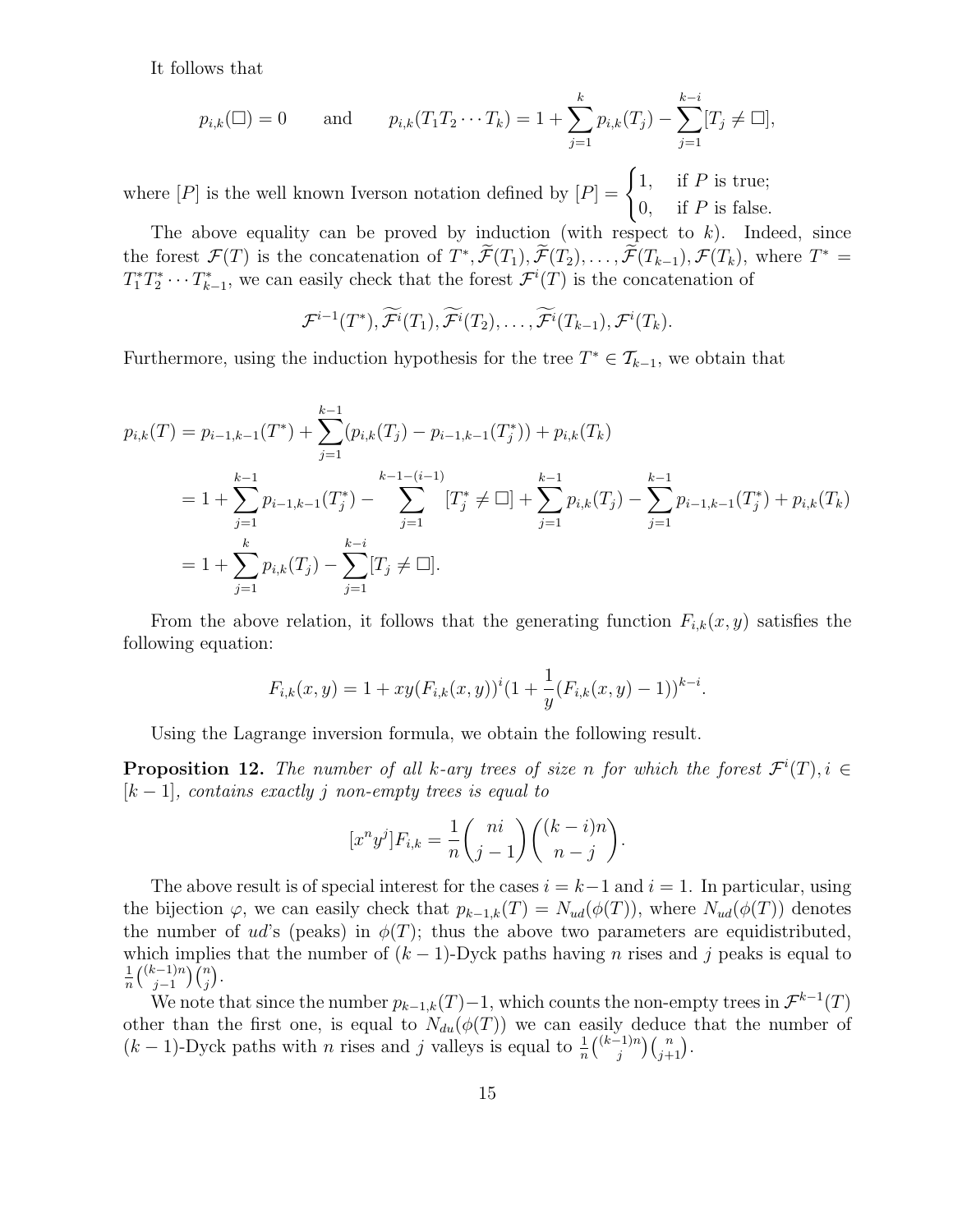It follows that

$$p_{i,k}(\square) = 0 \qquad \text{and} \qquad p_{i,k}(T_1T_2\cdots T_k) = 1 + \sum_{j=1}^{k} p_{i,k}(T_j) - \sum_{j=1}^{k-i}[T_j \neq \square],$$

where $[P]$ is the well known Iverson notation defined by $[P] = \begin{cases} 1, & \text{if } P \text{ is true;} \\ 0, & \text{if } P \text{ is false.} \end{cases}$

The above equality can be proved by induction (with respect to $k$). Indeed, since the forest $\mathcal{F}(T)$ is the concatenation of $T^*, \widetilde{\mathcal{F}}(T_1), \widetilde{\mathcal{F}}(T_2), \ldots, \widetilde{\mathcal{F}}(T_{k-1}), \mathcal{F}(T_k)$, where $T^* = T_1^*T_2^*\cdots T_{k-1}^*$, we can easily check that the forest $\mathcal{F}^i(T)$ is the concatenation of

$$\mathcal{F}^{i-1}(T^*), \widetilde{\mathcal{F}^i}(T_1), \widetilde{\mathcal{F}^i}(T_2), \ldots, \widetilde{\mathcal{F}^i}(T_{k-1}), \mathcal{F}^i(T_k).$$

Furthermore, using the induction hypothesis for the tree $T^* \in \mathcal{T}_{k-1}$, we obtain that

$$\begin{aligned}
p_{i,k}(T) &= p_{i-1,k-1}(T^*) + \sum_{j=1}^{k-1}(p_{i,k}(T_j) - p_{i-1,k-1}(T_j^*)) + p_{i,k}(T_k) \\
&= 1 + \sum_{j=1}^{k-1} p_{i-1,k-1}(T_j^*) - \sum_{j=1}^{k-1-(i-1)}[T_j^* \neq \square] + \sum_{j=1}^{k-1} p_{i,k}(T_j) - \sum_{j=1}^{k-1} p_{i-1,k-1}(T_j^*) + p_{i,k}(T_k) \\
&= 1 + \sum_{j=1}^{k} p_{i,k}(T_j) - \sum_{j=1}^{k-i}[T_j \neq \square].
\end{aligned}$$

From the above relation, it follows that the generating function $F_{i,k}(x,y)$ satisfies the following equation:

$$F_{i,k}(x,y) = 1 + xy(F_{i,k}(x,y))^i(1 + \frac{1}{y}(F_{i,k}(x,y) - 1))^{k-i}.$$

Using the Lagrange inversion formula, we obtain the following result.

**Proposition 12.** *The number of all $k$-ary trees of size $n$ for which the forest $\mathcal{F}^i(T), i \in [k-1]$, contains exactly $j$ non-empty trees is equal to*

$$[x^ny^j]F_{i,k} = \frac{1}{n}\binom{ni}{j-1}\binom{(k-i)n}{n-j}.$$

The above result is of special interest for the cases $i = k-1$ and $i = 1$. In particular, using the bijection $\varphi$, we can easily check that $p_{k-1,k}(T) = N_{ud}(\phi(T))$, where $N_{ud}(\phi(T))$ denotes the number of $ud$'s (peaks) in $\phi(T)$; thus the above two parameters are equidistributed, which implies that the number of $(k-1)$-Dyck paths having $n$ rises and $j$ peaks is equal to $\frac{1}{n}\binom{(k-1)n}{j-1}\binom{n}{j}$.

We note that since the number $p_{k-1,k}(T)-1$, which counts the non-empty trees in $\mathcal{F}^{k-1}(T)$ other than the first one, is equal to $N_{du}(\phi(T))$ we can easily deduce that the number of $(k-1)$-Dyck paths with $n$ rises and $j$ valleys is equal to $\frac{1}{n}\binom{(k-1)n}{j}\binom{n}{j+1}$.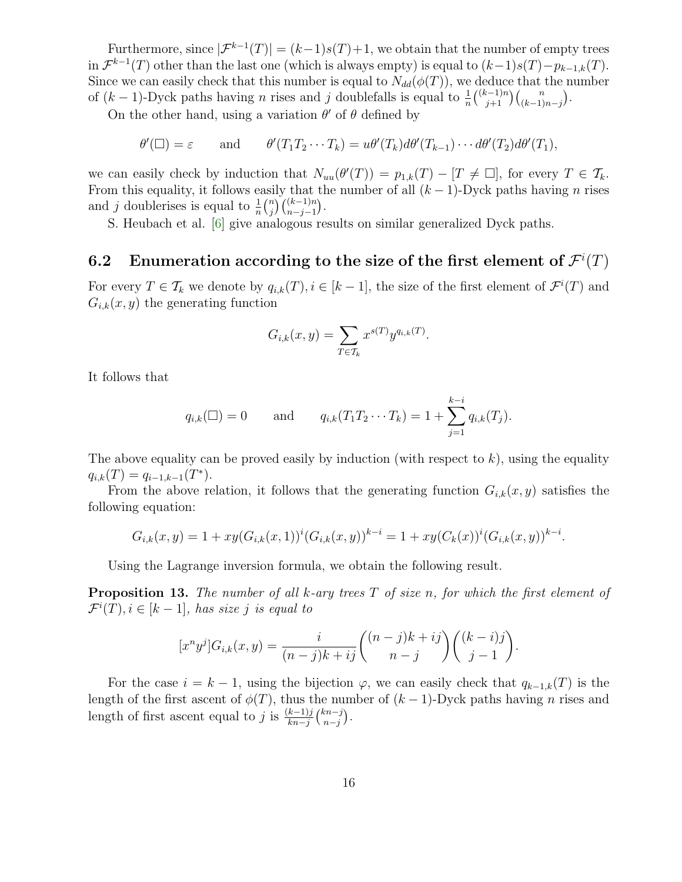Furthermore, since $|\mathcal{F}^{k-1}(T)| = (k-1)s(T)+1$, we obtain that the number of empty trees in $\mathcal{F}^{k-1}(T)$ other than the last one (which is always empty) is equal to $(k-1)s(T) - p_{k-1,k}(T)$. Since we can easily check that this number is equal to $N_{dd}(\phi(T))$, we deduce that the number of $(k-1)$-Dyck paths having $n$ rises and $j$ doublefalls is equal to $\frac{1}{n}\binom{(k-1)n}{j+1}\binom{n}{(k-1)n-j}$.

On the other hand, using a variation $\theta'$ of $\theta$ defined by

$$\theta'(\Box) = \varepsilon \qquad \text{and} \qquad \theta'(T_1T_2\cdots T_k) = u\theta'(T_k)d\theta'(T_{k-1})\cdots d\theta'(T_2)d\theta'(T_1),$$

we can easily check by induction that $N_{uu}(\theta'(T)) = p_{1,k}(T) - [T \neq \Box]$, for every $T \in \mathcal{T}_k$. From this equality, it follows easily that the number of all $(k-1)$-Dyck paths having $n$ rises and $j$ doublerises is equal to $\frac{1}{n}\binom{n}{j}\binom{(k-1)n}{n-j-1}$.

S. Heubach et al. [6] give analogous results on similar generalized Dyck paths.

## 6.2 Enumeration according to the size of the first element of $\mathcal{F}^i(T)$

For every $T \in \mathcal{T}_k$ we denote by $q_{i,k}(T), i \in [k-1]$, the size of the first element of $\mathcal{F}^i(T)$ and $G_{i,k}(x,y)$ the generating function

$$G_{i,k}(x,y) = \sum_{T \in \mathcal{T}_k} x^{s(T)} y^{q_{i,k}(T)}.$$

It follows that

$$q_{i,k}(\Box) = 0 \qquad \text{and} \qquad q_{i,k}(T_1T_2\cdots T_k) = 1 + \sum_{j=1}^{k-i} q_{i,k}(T_j).$$

The above equality can be proved easily by induction (with respect to $k$), using the equality $q_{i,k}(T) = q_{i-1,k-1}(T^*)$.

From the above relation, it follows that the generating function $G_{i,k}(x,y)$ satisfies the following equation:

$$G_{i,k}(x,y) = 1 + xy(G_{i,k}(x,1))^i(G_{i,k}(x,y))^{k-i} = 1 + xy(C_k(x))^i(G_{i,k}(x,y))^{k-i}.$$

Using the Lagrange inversion formula, we obtain the following result.

**Proposition 13.** *The number of all $k$-ary trees $T$ of size $n$, for which the first element of $\mathcal{F}^i(T), i \in [k-1]$, has size $j$ is equal to*

$$[x^ny^j]G_{i,k}(x,y) = \frac{i}{(n-j)k+ij}\binom{(n-j)k+ij}{n-j}\binom{(k-i)j}{j-1}.$$

For the case $i = k-1$, using the bijection $\varphi$, we can easily check that $q_{k-1,k}(T)$ is the length of the first ascent of $\phi(T)$, thus the number of $(k-1)$-Dyck paths having $n$ rises and length of first ascent equal to $j$ is $\frac{(k-1)j}{kn-j}\binom{kn-j}{n-j}$.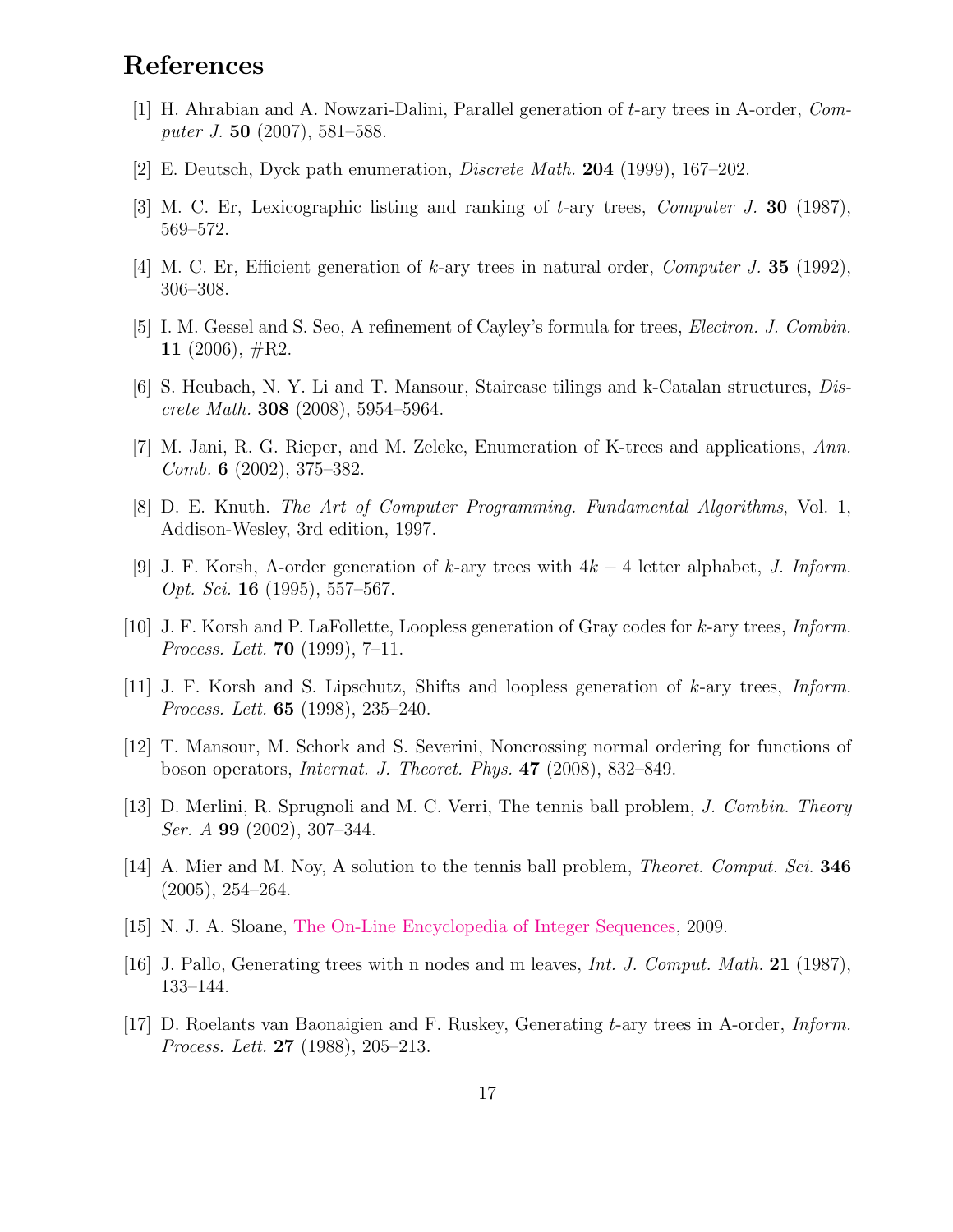## References

[1] H. Ahrabian and A. Nowzari-Dalini, Parallel generation of $t$-ary trees in A-order, *Computer J.* **50** (2007), 581–588.

[2] E. Deutsch, Dyck path enumeration, *Discrete Math.* **204** (1999), 167–202.

[3] M. C. Er, Lexicographic listing and ranking of $t$-ary trees, *Computer J.* **30** (1987), 569–572.

[4] M. C. Er, Efficient generation of $k$-ary trees in natural order, *Computer J.* **35** (1992), 306–308.

[5] I. M. Gessel and S. Seo, A refinement of Cayley's formula for trees, *Electron. J. Combin.* **11** (2006), #R2.

[6] S. Heubach, N. Y. Li and T. Mansour, Staircase tilings and k-Catalan structures, *Discrete Math.* **308** (2008), 5954–5964.

[7] M. Jani, R. G. Rieper, and M. Zeleke, Enumeration of K-trees and applications, *Ann. Comb.* **6** (2002), 375–382.

[8] D. E. Knuth. *The Art of Computer Programming. Fundamental Algorithms*, Vol. 1, Addison-Wesley, 3rd edition, 1997.

[9] J. F. Korsh, A-order generation of $k$-ary trees with $4k-4$ letter alphabet, *J. Inform. Opt. Sci.* **16** (1995), 557–567.

[10] J. F. Korsh and P. LaFollette, Loopless generation of Gray codes for $k$-ary trees, *Inform. Process. Lett.* **70** (1999), 7–11.

[11] J. F. Korsh and S. Lipschutz, Shifts and loopless generation of $k$-ary trees, *Inform. Process. Lett.* **65** (1998), 235–240.

[12] T. Mansour, M. Schork and S. Severini, Noncrossing normal ordering for functions of boson operators, *Internat. J. Theoret. Phys.* **47** (2008), 832–849.

[13] D. Merlini, R. Sprugnoli and M. C. Verri, The tennis ball problem, *J. Combin. Theory Ser. A* **99** (2002), 307–344.

[14] A. Mier and M. Noy, A solution to the tennis ball problem, *Theoret. Comput. Sci.* **346** (2005), 254–264.

[15] N. J. A. Sloane, The On-Line Encyclopedia of Integer Sequences, 2009.

[16] J. Pallo, Generating trees with n nodes and m leaves, *Int. J. Comput. Math.* **21** (1987), 133–144.

[17] D. Roelants van Baonaigien and F. Ruskey, Generating $t$-ary trees in A-order, *Inform. Process. Lett.* **27** (1988), 205–213.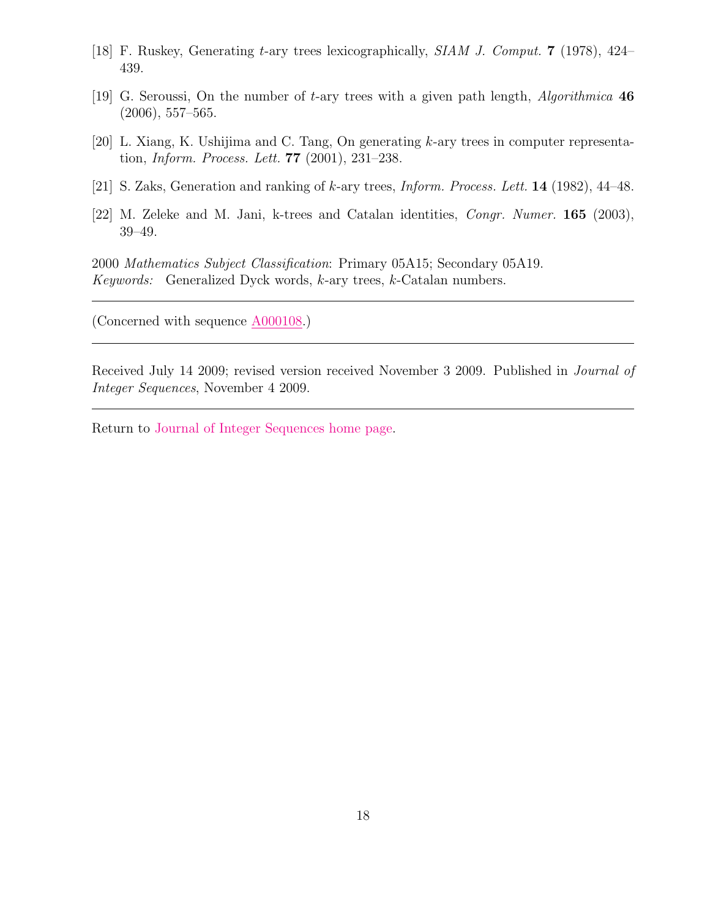[18] F. Ruskey, Generating $t$-ary trees lexicographically, *SIAM J. Comput.* **7** (1978), 424–439.

[19] G. Seroussi, On the number of $t$-ary trees with a given path length, *Algorithmica* **46** (2006), 557–565.

[20] L. Xiang, K. Ushijima and C. Tang, On generating $k$-ary trees in computer representation, *Inform. Process. Lett.* **77** (2001), 231–238.

[21] S. Zaks, Generation and ranking of $k$-ary trees, *Inform. Process. Lett.* **14** (1982), 44–48.

[22] M. Zeleke and M. Jani, k-trees and Catalan identities, *Congr. Numer.* **165** (2003), 39–49.

2000 *Mathematics Subject Classification*: Primary 05A15; Secondary 05A19.
*Keywords:* Generalized Dyck words, $k$-ary trees, $k$-Catalan numbers.

---

(Concerned with sequence A000108.)

---

Received July 14 2009; revised version received November 3 2009. Published in *Journal of Integer Sequences*, November 4 2009.

---

Return to Journal of Integer Sequences home page.